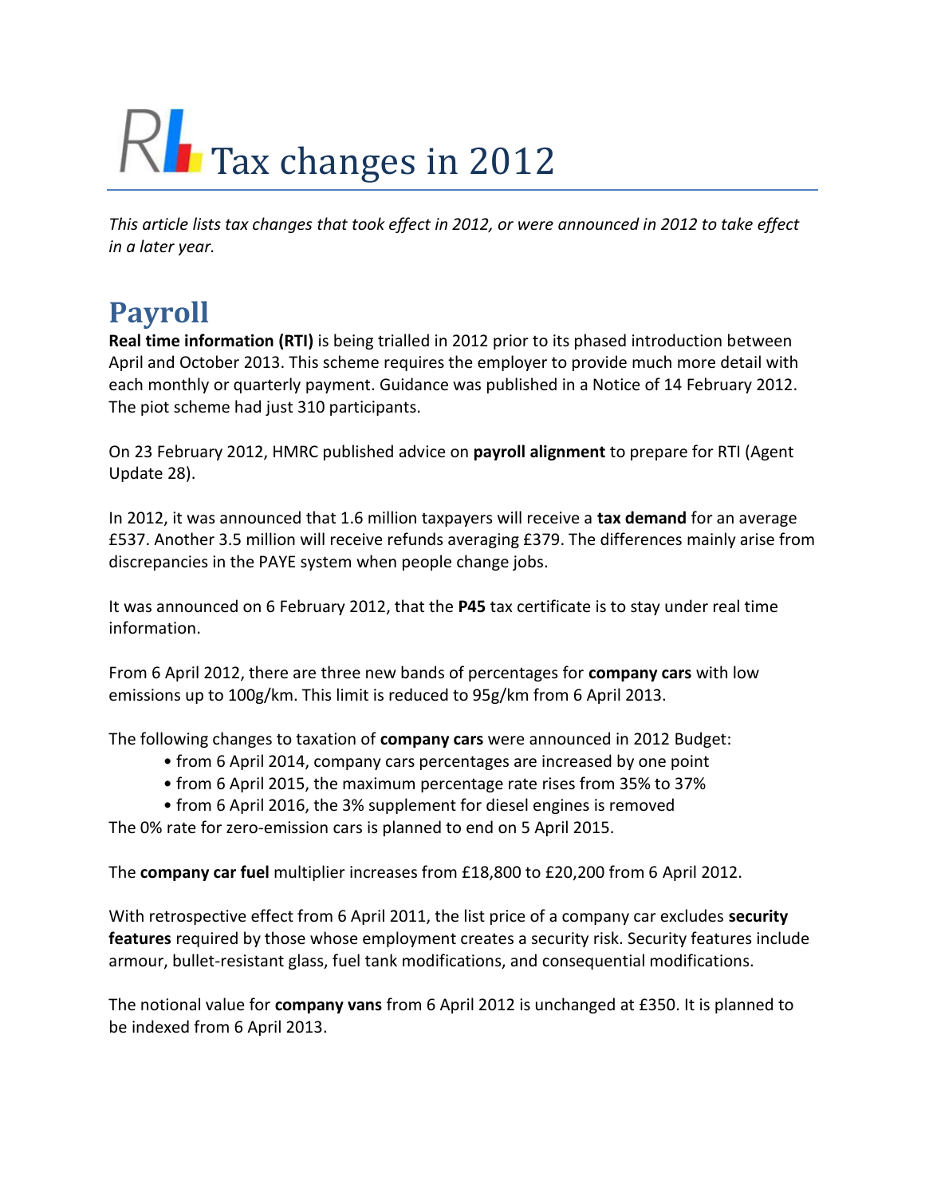# Tax changes in 2012

*This article lists tax changes that took effect in 2012, or were announced in 2012 to take effect in a later year.*

## Payroll

**Real time information (RTI)** is being trialled in 2012 prior to its phased introduction between April and October 2013. This scheme requires the employer to provide much more detail with each monthly or quarterly payment. Guidance was published in a Notice of 14 February 2012. The piot scheme had just 310 participants.

On 23 February 2012, HMRC published advice on **payroll alignment** to prepare for RTI (Agent Update 28).

In 2012, it was announced that 1.6 million taxpayers will receive a **tax demand** for an average £537. Another 3.5 million will receive refunds averaging £379. The differences mainly arise from discrepancies in the PAYE system when people change jobs.

It was announced on 6 February 2012, that the **P45** tax certificate is to stay under real time information.

From 6 April 2012, there are three new bands of percentages for **company cars** with low emissions up to 100g/km. This limit is reduced to 95g/km from 6 April 2013.

The following changes to taxation of **company cars** were announced in 2012 Budget:

- from 6 April 2014, company cars percentages are increased by one point
- from 6 April 2015, the maximum percentage rate rises from 35% to 37%
- from 6 April 2016, the 3% supplement for diesel engines is removed

The 0% rate for zero-emission cars is planned to end on 5 April 2015.

The **company car fuel** multiplier increases from £18,800 to £20,200 from 6 April 2012.

With retrospective effect from 6 April 2011, the list price of a company car excludes **security features** required by those whose employment creates a security risk. Security features include armour, bullet-resistant glass, fuel tank modifications, and consequential modifications.

The notional value for **company vans** from 6 April 2012 is unchanged at £350. It is planned to be indexed from 6 April 2013.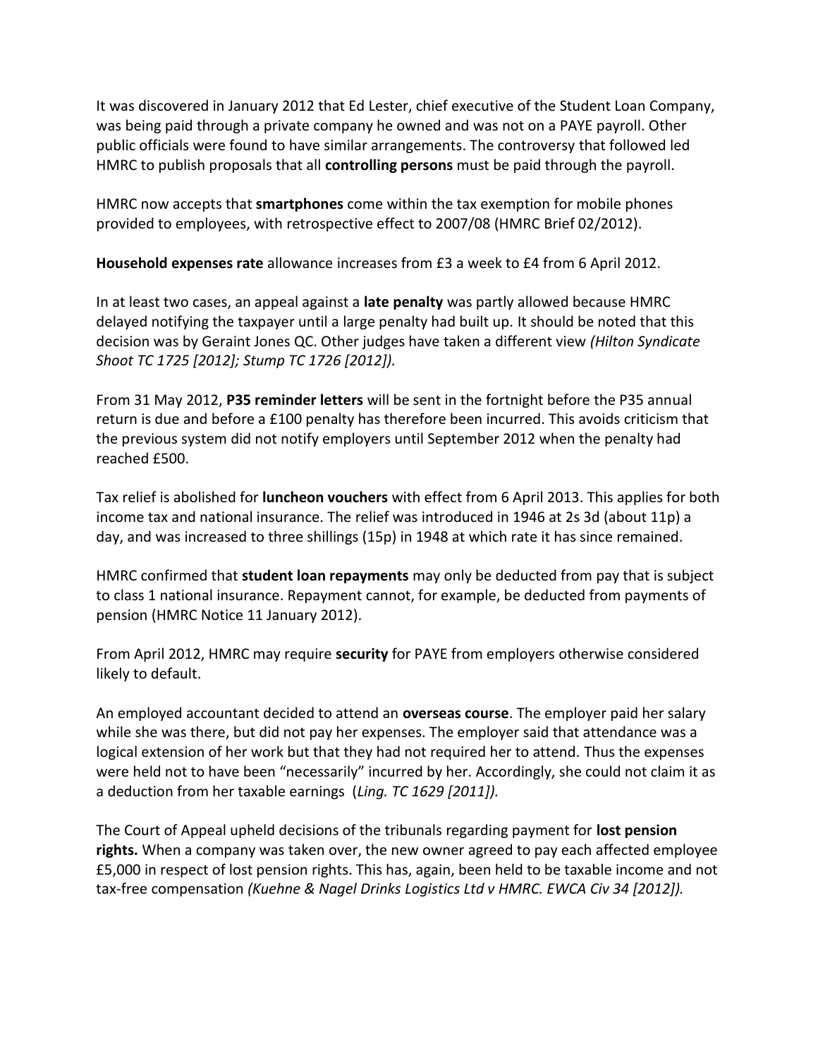It was discovered in January 2012 that Ed Lester, chief executive of the Student Loan Company, was being paid through a private company he owned and was not on a PAYE payroll. Other public officials were found to have similar arrangements. The controversy that followed led HMRC to publish proposals that all **controlling persons** must be paid through the payroll.

HMRC now accepts that **smartphones** come within the tax exemption for mobile phones provided to employees, with retrospective effect to 2007/08 (HMRC Brief 02/2012).

**Household expenses rate** allowance increases from £3 a week to £4 from 6 April 2012.

In at least two cases, an appeal against a **late penalty** was partly allowed because HMRC delayed notifying the taxpayer until a large penalty had built up. It should be noted that this decision was by Geraint Jones QC. Other judges have taken a different view *(Hilton Syndicate Shoot TC 1725 [2012]; Stump TC 1726 [2012]).*

From 31 May 2012, **P35 reminder letters** will be sent in the fortnight before the P35 annual return is due and before a £100 penalty has therefore been incurred. This avoids criticism that the previous system did not notify employers until September 2012 when the penalty had reached £500.

Tax relief is abolished for **luncheon vouchers** with effect from 6 April 2013. This applies for both income tax and national insurance. The relief was introduced in 1946 at 2s 3d (about 11p) a day, and was increased to three shillings (15p) in 1948 at which rate it has since remained.

HMRC confirmed that **student loan repayments** may only be deducted from pay that is subject to class 1 national insurance. Repayment cannot, for example, be deducted from payments of pension (HMRC Notice 11 January 2012).

From April 2012, HMRC may require **security** for PAYE from employers otherwise considered likely to default.

An employed accountant decided to attend an **overseas course**. The employer paid her salary while she was there, but did not pay her expenses. The employer said that attendance was a logical extension of her work but that they had not required her to attend. Thus the expenses were held not to have been "necessarily" incurred by her. Accordingly, she could not claim it as a deduction from her taxable earnings (*Ling. TC 1629 [2011]).*

The Court of Appeal upheld decisions of the tribunals regarding payment for **lost pension rights.** When a company was taken over, the new owner agreed to pay each affected employee £5,000 in respect of lost pension rights. This has, again, been held to be taxable income and not tax-free compensation *(Kuehne & Nagel Drinks Logistics Ltd v HMRC. EWCA Civ 34 [2012]).*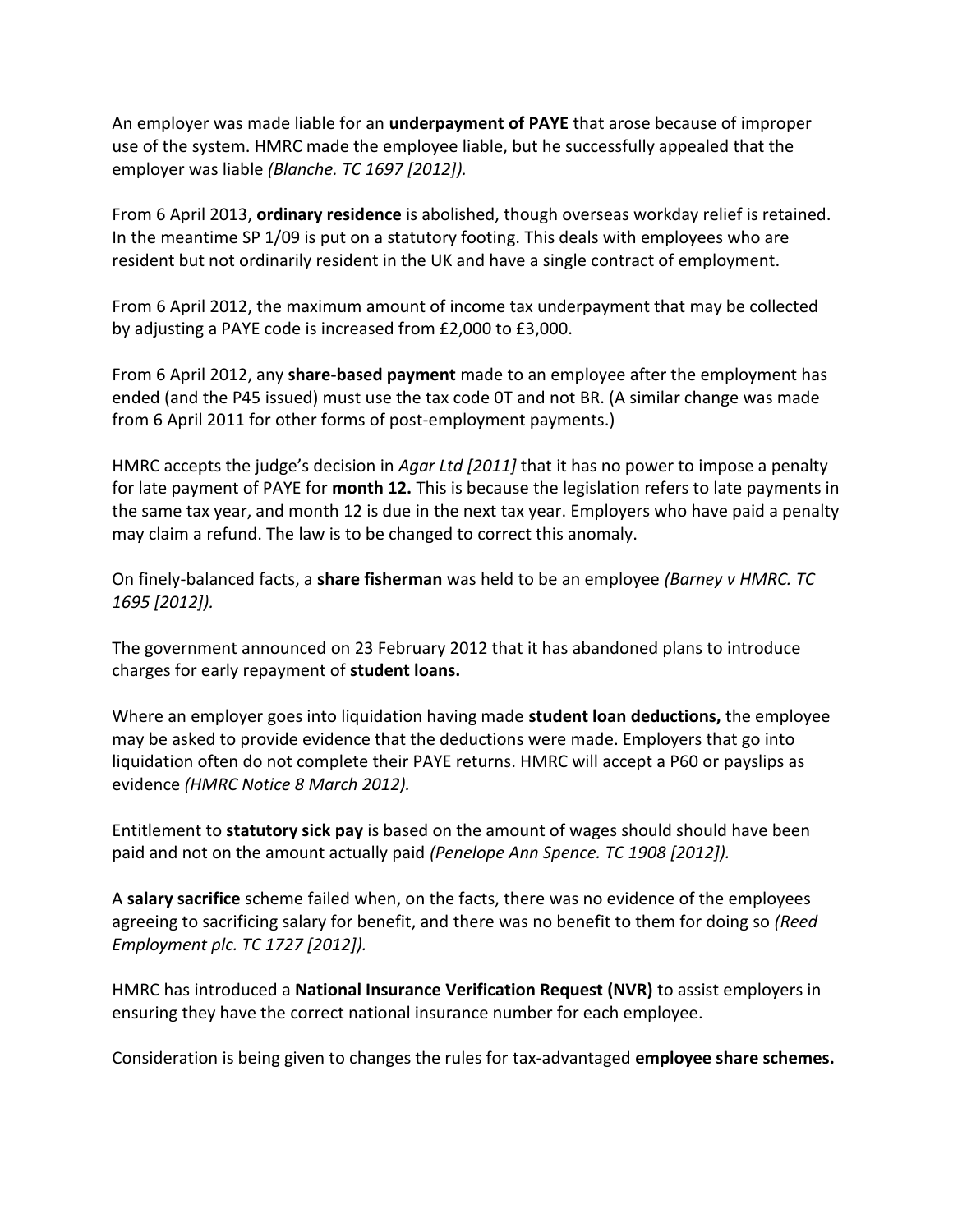An employer was made liable for an **underpayment of PAYE** that arose because of improper use of the system. HMRC made the employee liable, but he successfully appealed that the employer was liable *(Blanche. TC 1697 [2012]).*

From 6 April 2013, **ordinary residence** is abolished, though overseas workday relief is retained. In the meantime SP 1/09 is put on a statutory footing. This deals with employees who are resident but not ordinarily resident in the UK and have a single contract of employment.

From 6 April 2012, the maximum amount of income tax underpayment that may be collected by adjusting a PAYE code is increased from £2,000 to £3,000.

From 6 April 2012, any **share-based payment** made to an employee after the employment has ended (and the P45 issued) must use the tax code 0T and not BR. (A similar change was made from 6 April 2011 for other forms of post-employment payments.)

HMRC accepts the judge's decision in *Agar Ltd [2011]* that it has no power to impose a penalty for late payment of PAYE for **month 12.** This is because the legislation refers to late payments in the same tax year, and month 12 is due in the next tax year. Employers who have paid a penalty may claim a refund. The law is to be changed to correct this anomaly.

On finely-balanced facts, a **share fisherman** was held to be an employee *(Barney v HMRC. TC 1695 [2012]).*

The government announced on 23 February 2012 that it has abandoned plans to introduce charges for early repayment of **student loans.**

Where an employer goes into liquidation having made **student loan deductions,** the employee may be asked to provide evidence that the deductions were made. Employers that go into liquidation often do not complete their PAYE returns. HMRC will accept a P60 or payslips as evidence *(HMRC Notice 8 March 2012).*

Entitlement to **statutory sick pay** is based on the amount of wages should should have been paid and not on the amount actually paid *(Penelope Ann Spence. TC 1908 [2012]).*

A **salary sacrifice** scheme failed when, on the facts, there was no evidence of the employees agreeing to sacrificing salary for benefit, and there was no benefit to them for doing so *(Reed Employment plc. TC 1727 [2012]).*

HMRC has introduced a **National Insurance Verification Request (NVR)** to assist employers in ensuring they have the correct national insurance number for each employee.

Consideration is being given to changes the rules for tax-advantaged **employee share schemes.**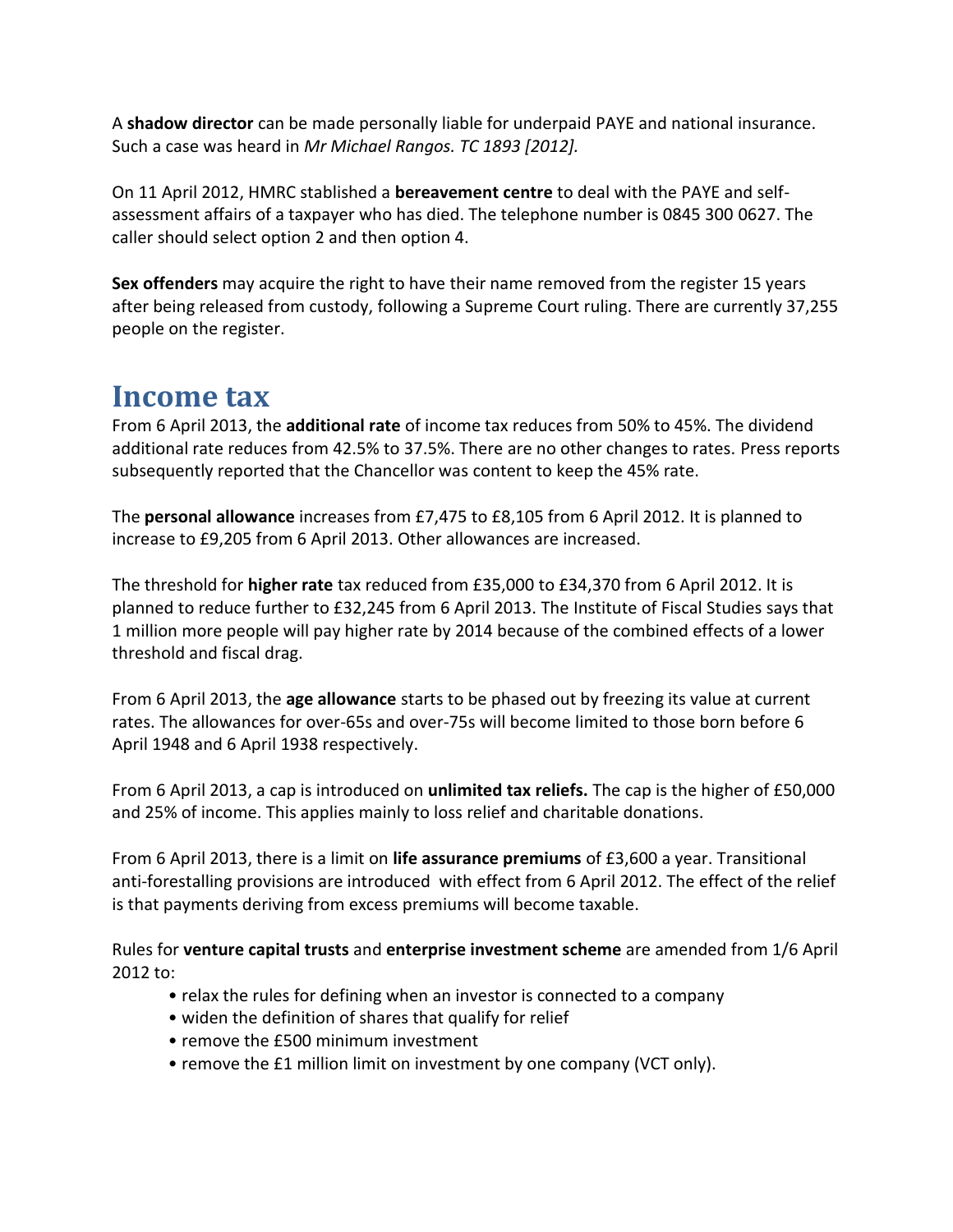A **shadow director** can be made personally liable for underpaid PAYE and national insurance. Such a case was heard in *Mr Michael Rangos. TC 1893 [2012].*

On 11 April 2012, HMRC stablished a **bereavement centre** to deal with the PAYE and self-assessment affairs of a taxpayer who has died. The telephone number is 0845 300 0627. The caller should select option 2 and then option 4.

**Sex offenders** may acquire the right to have their name removed from the register 15 years after being released from custody, following a Supreme Court ruling. There are currently 37,255 people on the register.

# Income tax

From 6 April 2013, the **additional rate** of income tax reduces from 50% to 45%. The dividend additional rate reduces from 42.5% to 37.5%. There are no other changes to rates. Press reports subsequently reported that the Chancellor was content to keep the 45% rate.

The **personal allowance** increases from £7,475 to £8,105 from 6 April 2012. It is planned to increase to £9,205 from 6 April 2013. Other allowances are increased.

The threshold for **higher rate** tax reduced from £35,000 to £34,370 from 6 April 2012. It is planned to reduce further to £32,245 from 6 April 2013. The Institute of Fiscal Studies says that 1 million more people will pay higher rate by 2014 because of the combined effects of a lower threshold and fiscal drag.

From 6 April 2013, the **age allowance** starts to be phased out by freezing its value at current rates. The allowances for over-65s and over-75s will become limited to those born before 6 April 1948 and 6 April 1938 respectively.

From 6 April 2013, a cap is introduced on **unlimited tax reliefs.** The cap is the higher of £50,000 and 25% of income. This applies mainly to loss relief and charitable donations.

From 6 April 2013, there is a limit on **life assurance premiums** of £3,600 a year. Transitional anti-forestalling provisions are introduced with effect from 6 April 2012. The effect of the relief is that payments deriving from excess premiums will become taxable.

Rules for **venture capital trusts** and **enterprise investment scheme** are amended from 1/6 April 2012 to:

- relax the rules for defining when an investor is connected to a company
- widen the definition of shares that qualify for relief
- remove the £500 minimum investment
- remove the £1 million limit on investment by one company (VCT only).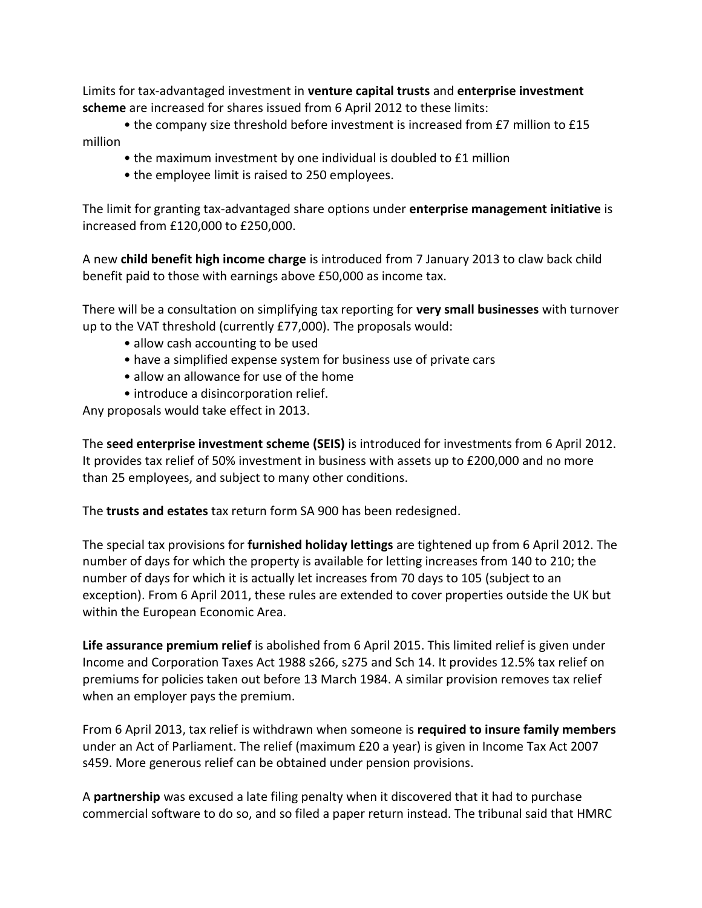Limits for tax-advantaged investment in **venture capital trusts** and **enterprise investment scheme** are increased for shares issued from 6 April 2012 to these limits:

- the company size threshold before investment is increased from £7 million to £15 million
- the maximum investment by one individual is doubled to £1 million
- the employee limit is raised to 250 employees.

The limit for granting tax-advantaged share options under **enterprise management initiative** is increased from £120,000 to £250,000.

A new **child benefit high income charge** is introduced from 7 January 2013 to claw back child benefit paid to those with earnings above £50,000 as income tax.

There will be a consultation on simplifying tax reporting for **very small businesses** with turnover up to the VAT threshold (currently £77,000). The proposals would:

- allow cash accounting to be used
- have a simplified expense system for business use of private cars
- allow an allowance for use of the home
- introduce a disincorporation relief.

Any proposals would take effect in 2013.

The **seed enterprise investment scheme (SEIS)** is introduced for investments from 6 April 2012. It provides tax relief of 50% investment in business with assets up to £200,000 and no more than 25 employees, and subject to many other conditions.

The **trusts and estates** tax return form SA 900 has been redesigned.

The special tax provisions for **furnished holiday lettings** are tightened up from 6 April 2012. The number of days for which the property is available for letting increases from 140 to 210; the number of days for which it is actually let increases from 70 days to 105 (subject to an exception). From 6 April 2011, these rules are extended to cover properties outside the UK but within the European Economic Area.

**Life assurance premium relief** is abolished from 6 April 2015. This limited relief is given under Income and Corporation Taxes Act 1988 s266, s275 and Sch 14. It provides 12.5% tax relief on premiums for policies taken out before 13 March 1984. A similar provision removes tax relief when an employer pays the premium.

From 6 April 2013, tax relief is withdrawn when someone is **required to insure family members** under an Act of Parliament. The relief (maximum £20 a year) is given in Income Tax Act 2007 s459. More generous relief can be obtained under pension provisions.

A **partnership** was excused a late filing penalty when it discovered that it had to purchase commercial software to do so, and so filed a paper return instead. The tribunal said that HMRC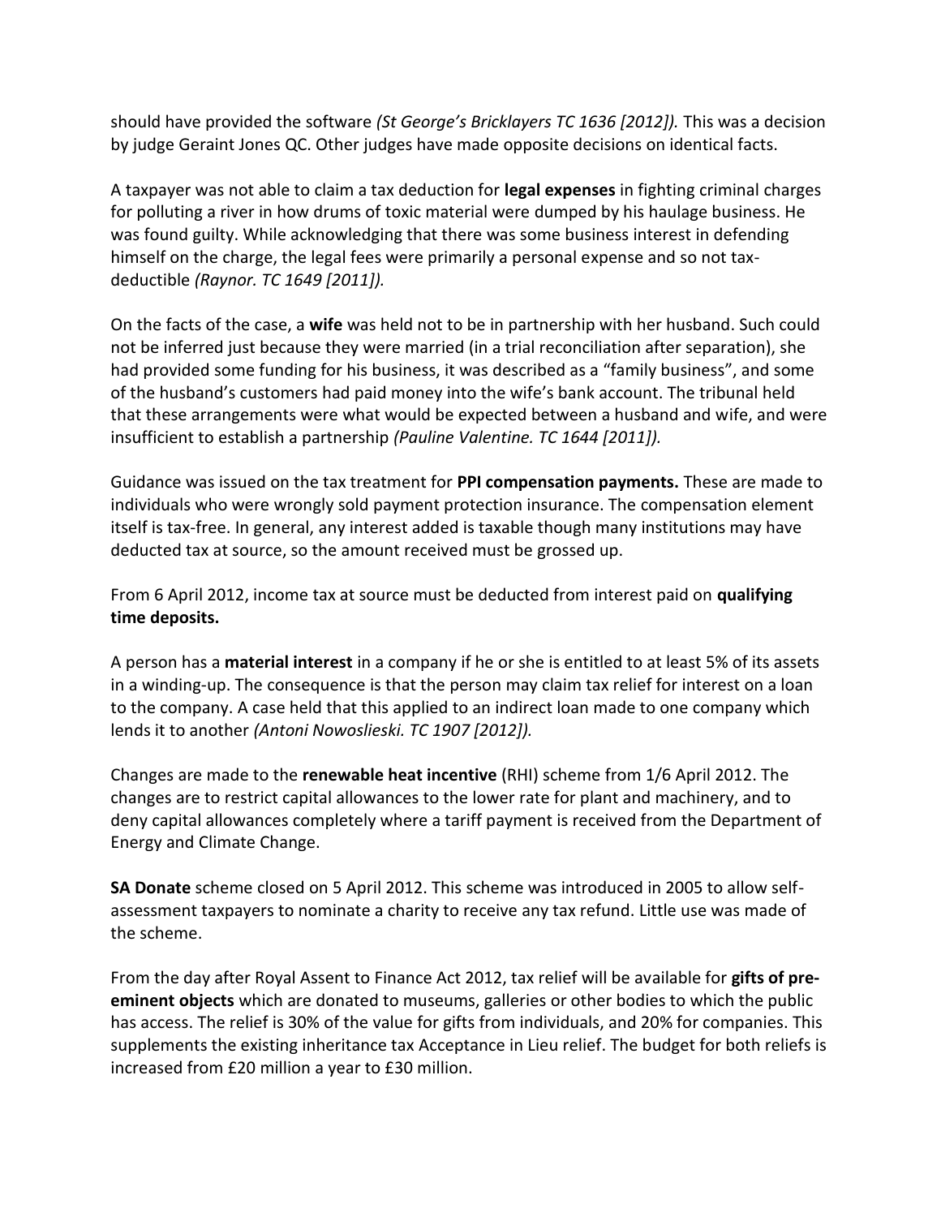should have provided the software *(St George's Bricklayers TC 1636 [2012]).* This was a decision by judge Geraint Jones QC. Other judges have made opposite decisions on identical facts.

A taxpayer was not able to claim a tax deduction for **legal expenses** in fighting criminal charges for polluting a river in how drums of toxic material were dumped by his haulage business. He was found guilty. While acknowledging that there was some business interest in defending himself on the charge, the legal fees were primarily a personal expense and so not tax-deductible *(Raynor. TC 1649 [2011]).*

On the facts of the case, a **wife** was held not to be in partnership with her husband. Such could not be inferred just because they were married (in a trial reconciliation after separation), she had provided some funding for his business, it was described as a "family business", and some of the husband's customers had paid money into the wife's bank account. The tribunal held that these arrangements were what would be expected between a husband and wife, and were insufficient to establish a partnership *(Pauline Valentine. TC 1644 [2011]).*

Guidance was issued on the tax treatment for **PPI compensation payments.** These are made to individuals who were wrongly sold payment protection insurance. The compensation element itself is tax-free. In general, any interest added is taxable though many institutions may have deducted tax at source, so the amount received must be grossed up.

From 6 April 2012, income tax at source must be deducted from interest paid on **qualifying time deposits.**

A person has a **material interest** in a company if he or she is entitled to at least 5% of its assets in a winding-up. The consequence is that the person may claim tax relief for interest on a loan to the company. A case held that this applied to an indirect loan made to one company which lends it to another *(Antoni Nowoslieski. TC 1907 [2012]).*

Changes are made to the **renewable heat incentive** (RHI) scheme from 1/6 April 2012. The changes are to restrict capital allowances to the lower rate for plant and machinery, and to deny capital allowances completely where a tariff payment is received from the Department of Energy and Climate Change.

**SA Donate** scheme closed on 5 April 2012. This scheme was introduced in 2005 to allow self-assessment taxpayers to nominate a charity to receive any tax refund. Little use was made of the scheme.

From the day after Royal Assent to Finance Act 2012, tax relief will be available for **gifts of pre-eminent objects** which are donated to museums, galleries or other bodies to which the public has access. The relief is 30% of the value for gifts from individuals, and 20% for companies. This supplements the existing inheritance tax Acceptance in Lieu relief. The budget for both reliefs is increased from £20 million a year to £30 million.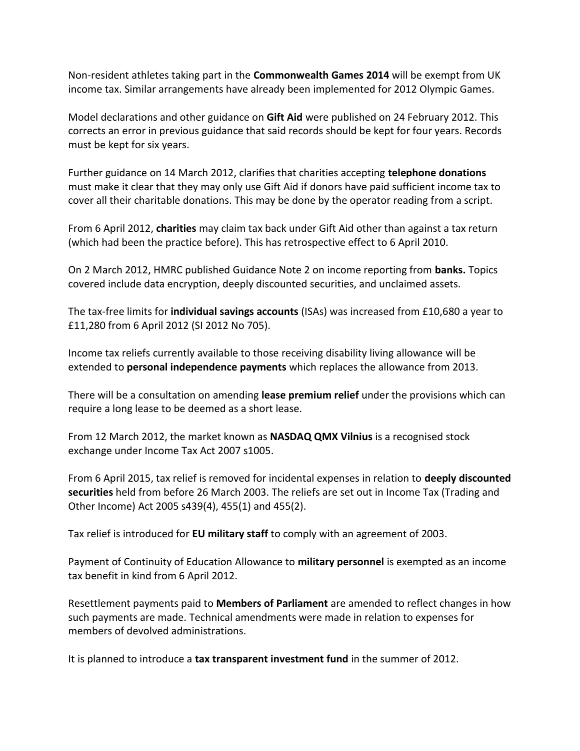Non-resident athletes taking part in the **Commonwealth Games 2014** will be exempt from UK income tax. Similar arrangements have already been implemented for 2012 Olympic Games.

Model declarations and other guidance on **Gift Aid** were published on 24 February 2012. This corrects an error in previous guidance that said records should be kept for four years. Records must be kept for six years.

Further guidance on 14 March 2012, clarifies that charities accepting **telephone donations** must make it clear that they may only use Gift Aid if donors have paid sufficient income tax to cover all their charitable donations. This may be done by the operator reading from a script.

From 6 April 2012, **charities** may claim tax back under Gift Aid other than against a tax return (which had been the practice before). This has retrospective effect to 6 April 2010.

On 2 March 2012, HMRC published Guidance Note 2 on income reporting from **banks.** Topics covered include data encryption, deeply discounted securities, and unclaimed assets.

The tax-free limits for **individual savings accounts** (ISAs) was increased from £10,680 a year to £11,280 from 6 April 2012 (SI 2012 No 705).

Income tax reliefs currently available to those receiving disability living allowance will be extended to **personal independence payments** which replaces the allowance from 2013.

There will be a consultation on amending **lease premium relief** under the provisions which can require a long lease to be deemed as a short lease.

From 12 March 2012, the market known as **NASDAQ QMX Vilnius** is a recognised stock exchange under Income Tax Act 2007 s1005.

From 6 April 2015, tax relief is removed for incidental expenses in relation to **deeply discounted securities** held from before 26 March 2003. The reliefs are set out in Income Tax (Trading and Other Income) Act 2005 s439(4), 455(1) and 455(2).

Tax relief is introduced for **EU military staff** to comply with an agreement of 2003.

Payment of Continuity of Education Allowance to **military personnel** is exempted as an income tax benefit in kind from 6 April 2012.

Resettlement payments paid to **Members of Parliament** are amended to reflect changes in how such payments are made. Technical amendments were made in relation to expenses for members of devolved administrations.

It is planned to introduce a **tax transparent investment fund** in the summer of 2012.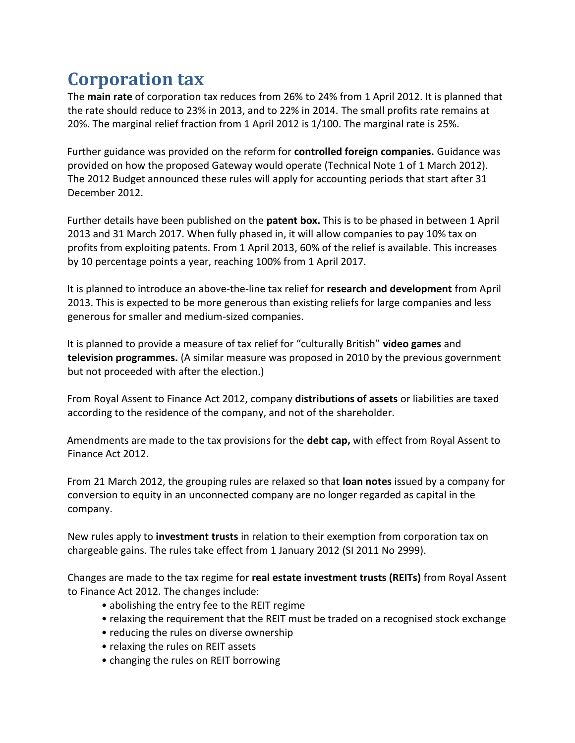# Corporation tax

The **main rate** of corporation tax reduces from 26% to 24% from 1 April 2012. It is planned that the rate should reduce to 23% in 2013, and to 22% in 2014. The small profits rate remains at 20%. The marginal relief fraction from 1 April 2012 is 1/100. The marginal rate is 25%.

Further guidance was provided on the reform for **controlled foreign companies.** Guidance was provided on how the proposed Gateway would operate (Technical Note 1 of 1 March 2012). The 2012 Budget announced these rules will apply for accounting periods that start after 31 December 2012.

Further details have been published on the **patent box.** This is to be phased in between 1 April 2013 and 31 March 2017. When fully phased in, it will allow companies to pay 10% tax on profits from exploiting patents. From 1 April 2013, 60% of the relief is available. This increases by 10 percentage points a year, reaching 100% from 1 April 2017.

It is planned to introduce an above-the-line tax relief for **research and development** from April 2013. This is expected to be more generous than existing reliefs for large companies and less generous for smaller and medium-sized companies.

It is planned to provide a measure of tax relief for "culturally British" **video games** and **television programmes.** (A similar measure was proposed in 2010 by the previous government but not proceeded with after the election.)

From Royal Assent to Finance Act 2012, company **distributions of assets** or liabilities are taxed according to the residence of the company, and not of the shareholder.

Amendments are made to the tax provisions for the **debt cap,** with effect from Royal Assent to Finance Act 2012.

From 21 March 2012, the grouping rules are relaxed so that **loan notes** issued by a company for conversion to equity in an unconnected company are no longer regarded as capital in the company.

New rules apply to **investment trusts** in relation to their exemption from corporation tax on chargeable gains. The rules take effect from 1 January 2012 (SI 2011 No 2999).

Changes are made to the tax regime for **real estate investment trusts (REITs)** from Royal Assent to Finance Act 2012. The changes include:

- abolishing the entry fee to the REIT regime
- relaxing the requirement that the REIT must be traded on a recognised stock exchange
- reducing the rules on diverse ownership
- relaxing the rules on REIT assets
- changing the rules on REIT borrowing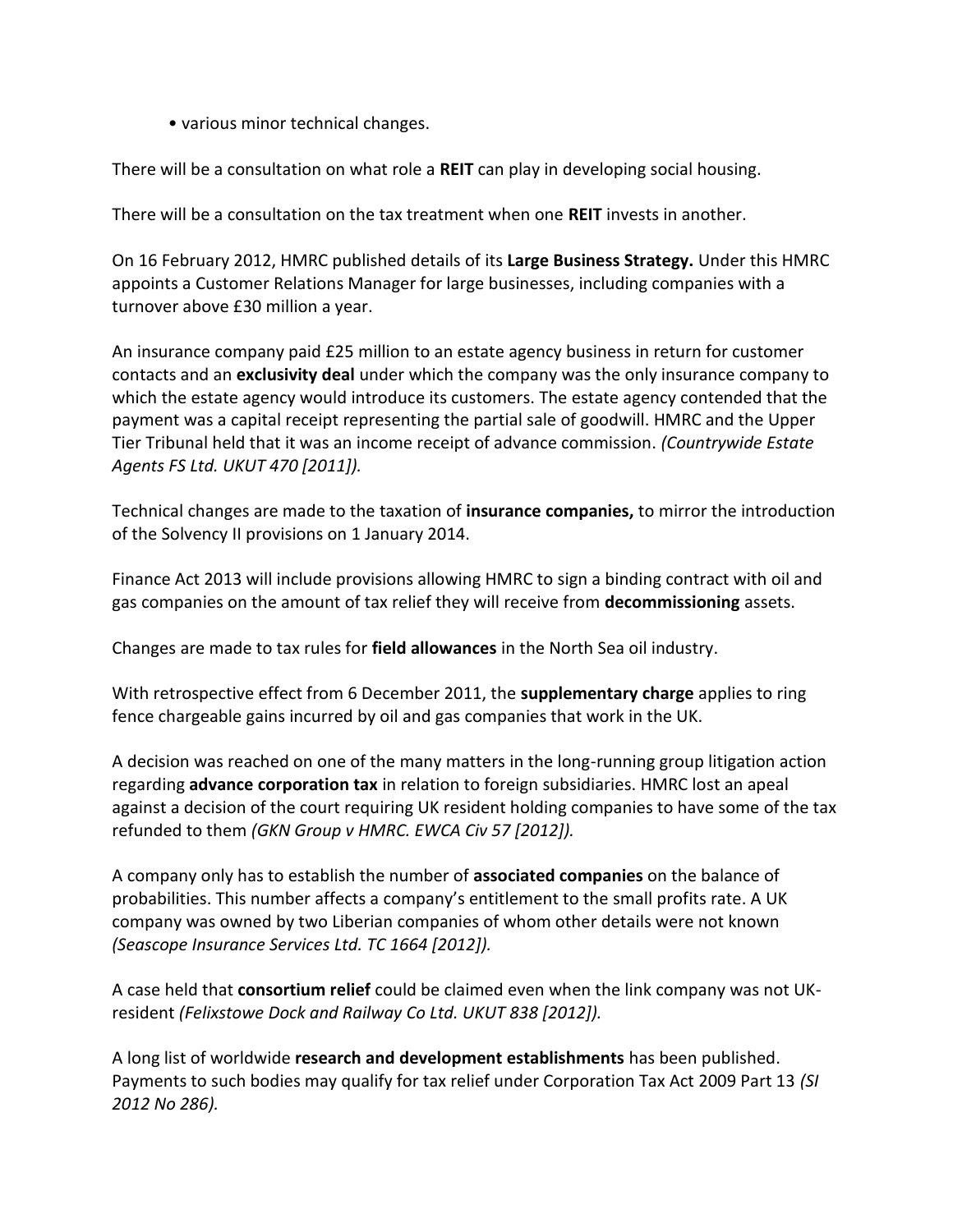- various minor technical changes.

There will be a consultation on what role a **REIT** can play in developing social housing.

There will be a consultation on the tax treatment when one **REIT** invests in another.

On 16 February 2012, HMRC published details of its **Large Business Strategy.** Under this HMRC appoints a Customer Relations Manager for large businesses, including companies with a turnover above £30 million a year.

An insurance company paid £25 million to an estate agency business in return for customer contacts and an **exclusivity deal** under which the company was the only insurance company to which the estate agency would introduce its customers. The estate agency contended that the payment was a capital receipt representing the partial sale of goodwill. HMRC and the Upper Tier Tribunal held that it was an income receipt of advance commission. *(Countrywide Estate Agents FS Ltd. UKUT 470 [2011]).*

Technical changes are made to the taxation of **insurance companies,** to mirror the introduction of the Solvency II provisions on 1 January 2014.

Finance Act 2013 will include provisions allowing HMRC to sign a binding contract with oil and gas companies on the amount of tax relief they will receive from **decommissioning** assets.

Changes are made to tax rules for **field allowances** in the North Sea oil industry.

With retrospective effect from 6 December 2011, the **supplementary charge** applies to ring fence chargeable gains incurred by oil and gas companies that work in the UK.

A decision was reached on one of the many matters in the long-running group litigation action regarding **advance corporation tax** in relation to foreign subsidiaries. HMRC lost an apeal against a decision of the court requiring UK resident holding companies to have some of the tax refunded to them *(GKN Group v HMRC. EWCA Civ 57 [2012]).*

A company only has to establish the number of **associated companies** on the balance of probabilities. This number affects a company's entitlement to the small profits rate. A UK company was owned by two Liberian companies of whom other details were not known *(Seascope Insurance Services Ltd. TC 1664 [2012]).*

A case held that **consortium relief** could be claimed even when the link company was not UK-resident *(Felixstowe Dock and Railway Co Ltd. UKUT 838 [2012]).*

A long list of worldwide **research and development establishments** has been published. Payments to such bodies may qualify for tax relief under Corporation Tax Act 2009 Part 13 *(SI 2012 No 286).*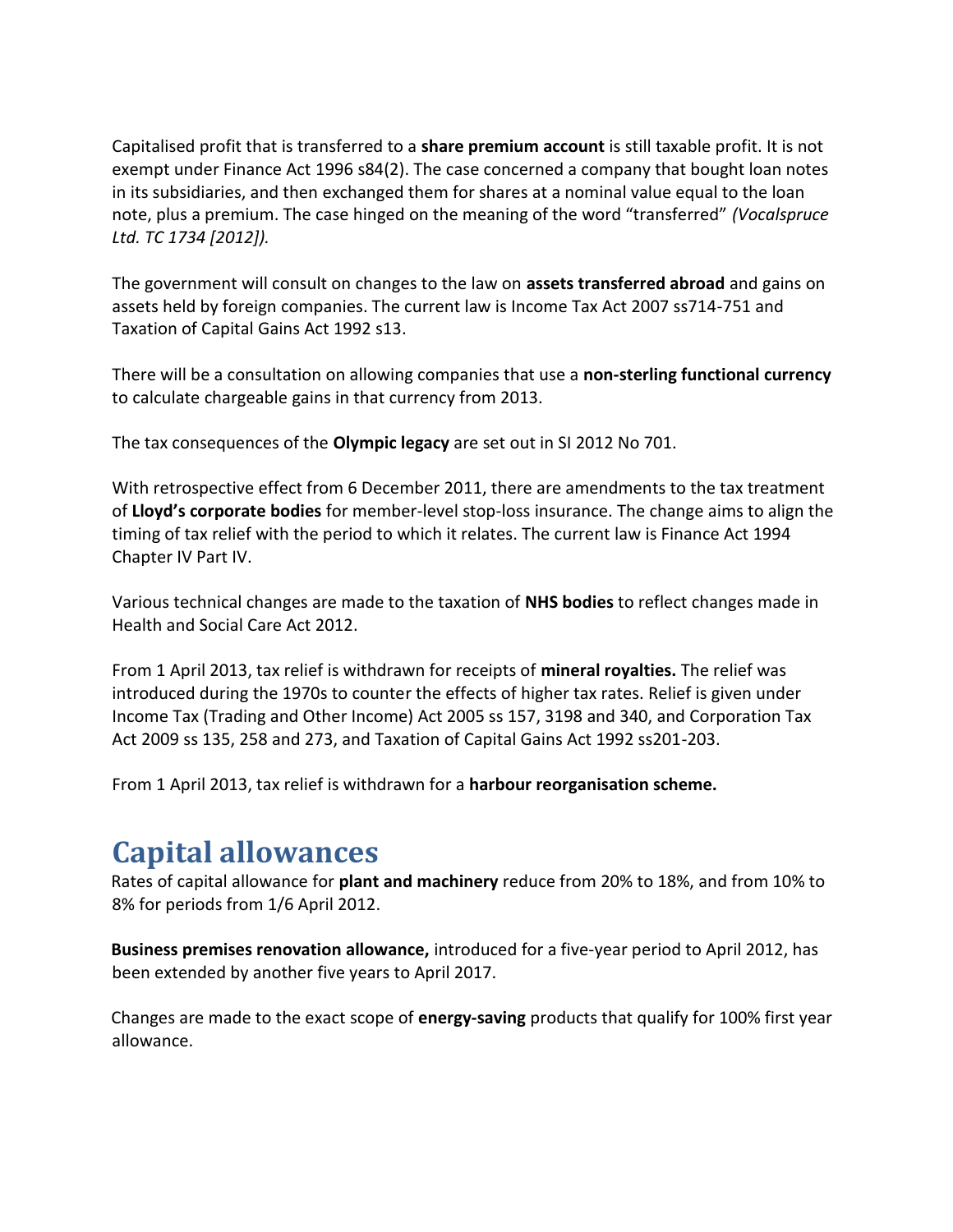Capitalised profit that is transferred to a **share premium account** is still taxable profit. It is not exempt under Finance Act 1996 s84(2). The case concerned a company that bought loan notes in its subsidiaries, and then exchanged them for shares at a nominal value equal to the loan note, plus a premium. The case hinged on the meaning of the word "transferred" *(Vocalspruce Ltd. TC 1734 [2012]).*

The government will consult on changes to the law on **assets transferred abroad** and gains on assets held by foreign companies. The current law is Income Tax Act 2007 ss714-751 and Taxation of Capital Gains Act 1992 s13.

There will be a consultation on allowing companies that use a **non-sterling functional currency** to calculate chargeable gains in that currency from 2013.

The tax consequences of the **Olympic legacy** are set out in SI 2012 No 701.

With retrospective effect from 6 December 2011, there are amendments to the tax treatment of **Lloyd's corporate bodies** for member-level stop-loss insurance. The change aims to align the timing of tax relief with the period to which it relates. The current law is Finance Act 1994 Chapter IV Part IV.

Various technical changes are made to the taxation of **NHS bodies** to reflect changes made in Health and Social Care Act 2012.

From 1 April 2013, tax relief is withdrawn for receipts of **mineral royalties.** The relief was introduced during the 1970s to counter the effects of higher tax rates. Relief is given under Income Tax (Trading and Other Income) Act 2005 ss 157, 3198 and 340, and Corporation Tax Act 2009 ss 135, 258 and 273, and Taxation of Capital Gains Act 1992 ss201-203.

From 1 April 2013, tax relief is withdrawn for a **harbour reorganisation scheme.**

# Capital allowances

Rates of capital allowance for **plant and machinery** reduce from 20% to 18%, and from 10% to 8% for periods from 1/6 April 2012.

**Business premises renovation allowance,** introduced for a five-year period to April 2012, has been extended by another five years to April 2017.

Changes are made to the exact scope of **energy-saving** products that qualify for 100% first year allowance.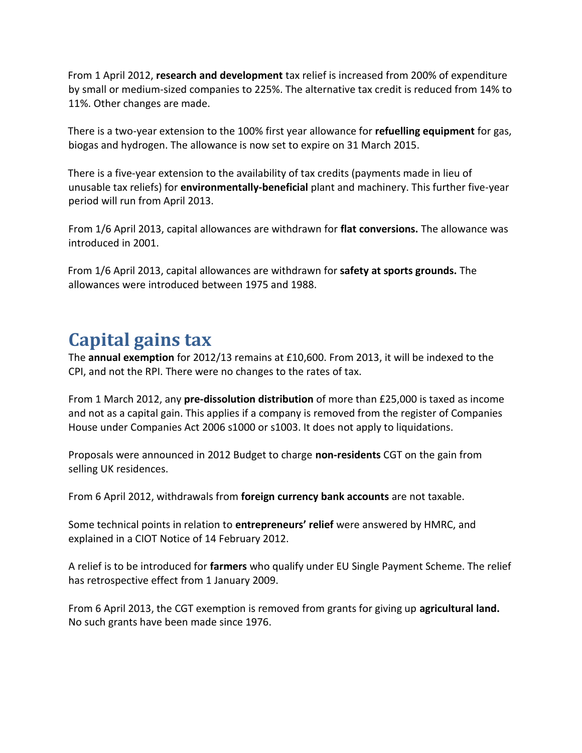From 1 April 2012, **research and development** tax relief is increased from 200% of expenditure by small or medium-sized companies to 225%. The alternative tax credit is reduced from 14% to 11%. Other changes are made.

There is a two-year extension to the 100% first year allowance for **refuelling equipment** for gas, biogas and hydrogen. The allowance is now set to expire on 31 March 2015.

There is a five-year extension to the availability of tax credits (payments made in lieu of unusable tax reliefs) for **environmentally-beneficial** plant and machinery. This further five-year period will run from April 2013.

From 1/6 April 2013, capital allowances are withdrawn for **flat conversions.** The allowance was introduced in 2001.

From 1/6 April 2013, capital allowances are withdrawn for **safety at sports grounds.** The allowances were introduced between 1975 and 1988.

# Capital gains tax

The **annual exemption** for 2012/13 remains at £10,600. From 2013, it will be indexed to the CPI, and not the RPI. There were no changes to the rates of tax.

From 1 March 2012, any **pre-dissolution distribution** of more than £25,000 is taxed as income and not as a capital gain. This applies if a company is removed from the register of Companies House under Companies Act 2006 s1000 or s1003. It does not apply to liquidations.

Proposals were announced in 2012 Budget to charge **non-residents** CGT on the gain from selling UK residences.

From 6 April 2012, withdrawals from **foreign currency bank accounts** are not taxable.

Some technical points in relation to **entrepreneurs' relief** were answered by HMRC, and explained in a CIOT Notice of 14 February 2012.

A relief is to be introduced for **farmers** who qualify under EU Single Payment Scheme. The relief has retrospective effect from 1 January 2009.

From 6 April 2013, the CGT exemption is removed from grants for giving up **agricultural land.** No such grants have been made since 1976.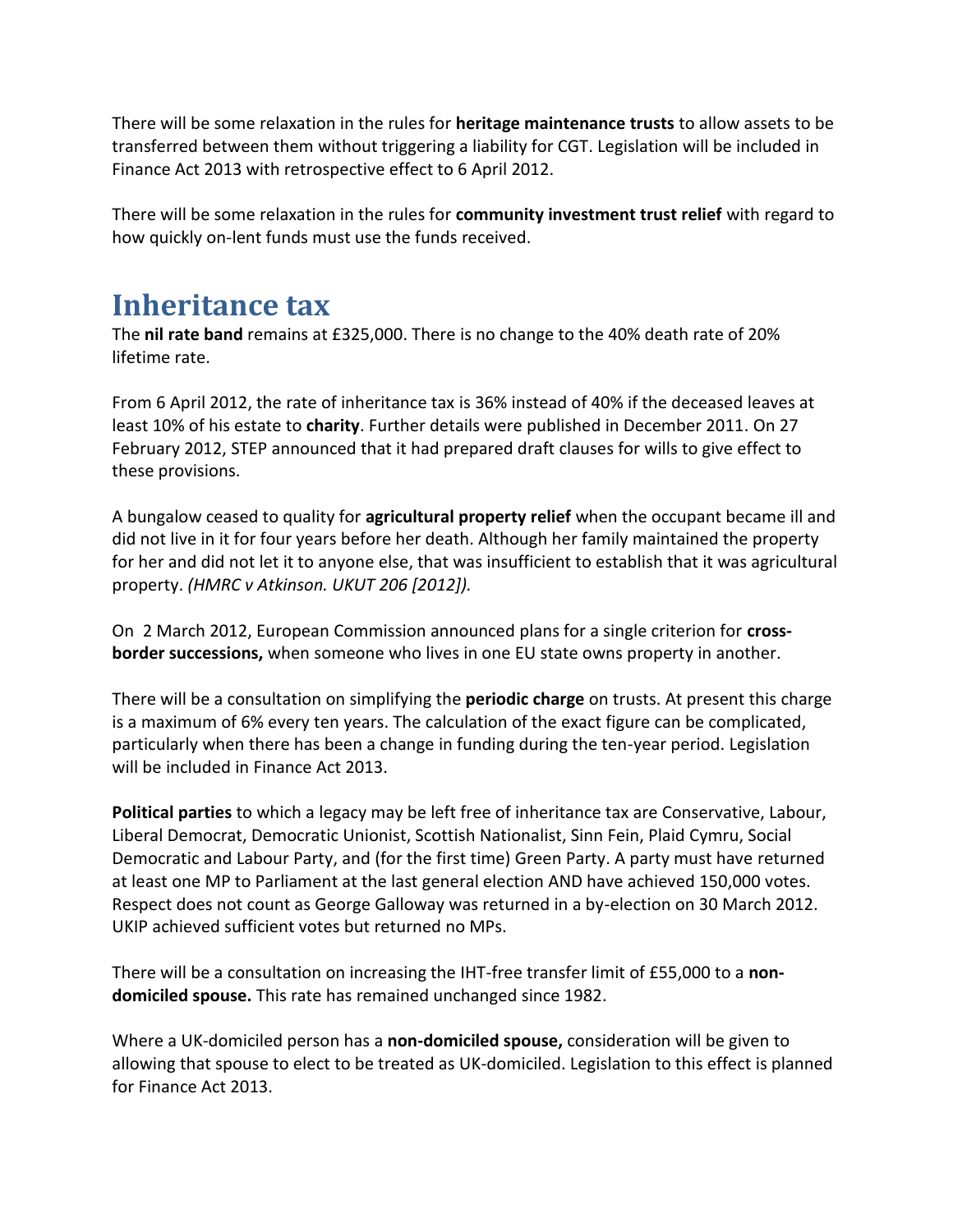There will be some relaxation in the rules for **heritage maintenance trusts** to allow assets to be transferred between them without triggering a liability for CGT. Legislation will be included in Finance Act 2013 with retrospective effect to 6 April 2012.

There will be some relaxation in the rules for **community investment trust relief** with regard to how quickly on-lent funds must use the funds received.

# Inheritance tax

The **nil rate band** remains at £325,000. There is no change to the 40% death rate of 20% lifetime rate.

From 6 April 2012, the rate of inheritance tax is 36% instead of 40% if the deceased leaves at least 10% of his estate to **charity**. Further details were published in December 2011. On 27 February 2012, STEP announced that it had prepared draft clauses for wills to give effect to these provisions.

A bungalow ceased to quality for **agricultural property relief** when the occupant became ill and did not live in it for four years before her death. Although her family maintained the property for her and did not let it to anyone else, that was insufficient to establish that it was agricultural property. *(HMRC v Atkinson. UKUT 206 [2012]).*

On 2 March 2012, European Commission announced plans for a single criterion for **cross-border successions,** when someone who lives in one EU state owns property in another.

There will be a consultation on simplifying the **periodic charge** on trusts. At present this charge is a maximum of 6% every ten years. The calculation of the exact figure can be complicated, particularly when there has been a change in funding during the ten-year period. Legislation will be included in Finance Act 2013.

**Political parties** to which a legacy may be left free of inheritance tax are Conservative, Labour, Liberal Democrat, Democratic Unionist, Scottish Nationalist, Sinn Fein, Plaid Cymru, Social Democratic and Labour Party, and (for the first time) Green Party. A party must have returned at least one MP to Parliament at the last general election AND have achieved 150,000 votes. Respect does not count as George Galloway was returned in a by-election on 30 March 2012. UKIP achieved sufficient votes but returned no MPs.

There will be a consultation on increasing the IHT-free transfer limit of £55,000 to a **non-domiciled spouse.** This rate has remained unchanged since 1982.

Where a UK-domiciled person has a **non-domiciled spouse,** consideration will be given to allowing that spouse to elect to be treated as UK-domiciled. Legislation to this effect is planned for Finance Act 2013.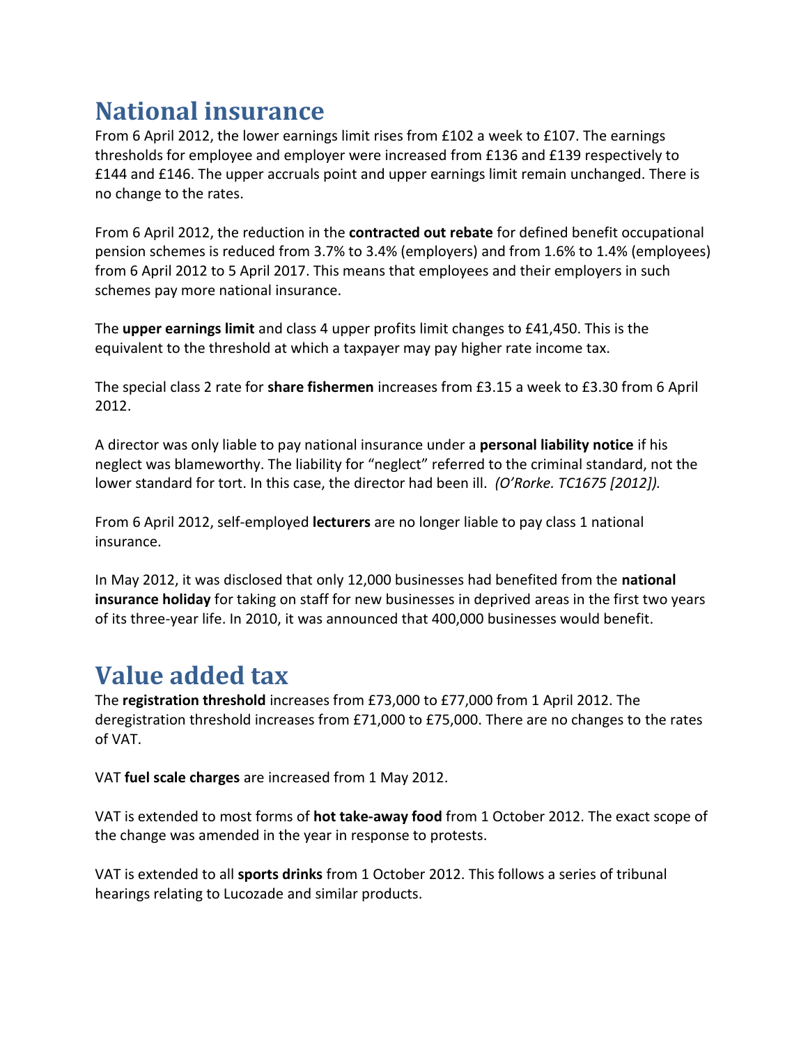# National insurance

From 6 April 2012, the lower earnings limit rises from £102 a week to £107. The earnings thresholds for employee and employer were increased from £136 and £139 respectively to £144 and £146. The upper accruals point and upper earnings limit remain unchanged. There is no change to the rates.

From 6 April 2012, the reduction in the **contracted out rebate** for defined benefit occupational pension schemes is reduced from 3.7% to 3.4% (employers) and from 1.6% to 1.4% (employees) from 6 April 2012 to 5 April 2017. This means that employees and their employers in such schemes pay more national insurance.

The **upper earnings limit** and class 4 upper profits limit changes to £41,450. This is the equivalent to the threshold at which a taxpayer may pay higher rate income tax.

The special class 2 rate for **share fishermen** increases from £3.15 a week to £3.30 from 6 April 2012.

A director was only liable to pay national insurance under a **personal liability notice** if his neglect was blameworthy. The liability for "neglect" referred to the criminal standard, not the lower standard for tort. In this case, the director had been ill. *(O'Rorke. TC1675 [2012]).*

From 6 April 2012, self-employed **lecturers** are no longer liable to pay class 1 national insurance.

In May 2012, it was disclosed that only 12,000 businesses had benefited from the **national insurance holiday** for taking on staff for new businesses in deprived areas in the first two years of its three-year life. In 2010, it was announced that 400,000 businesses would benefit.

# Value added tax

The **registration threshold** increases from £73,000 to £77,000 from 1 April 2012. The deregistration threshold increases from £71,000 to £75,000. There are no changes to the rates of VAT.

VAT **fuel scale charges** are increased from 1 May 2012.

VAT is extended to most forms of **hot take-away food** from 1 October 2012. The exact scope of the change was amended in the year in response to protests.

VAT is extended to all **sports drinks** from 1 October 2012. This follows a series of tribunal hearings relating to Lucozade and similar products.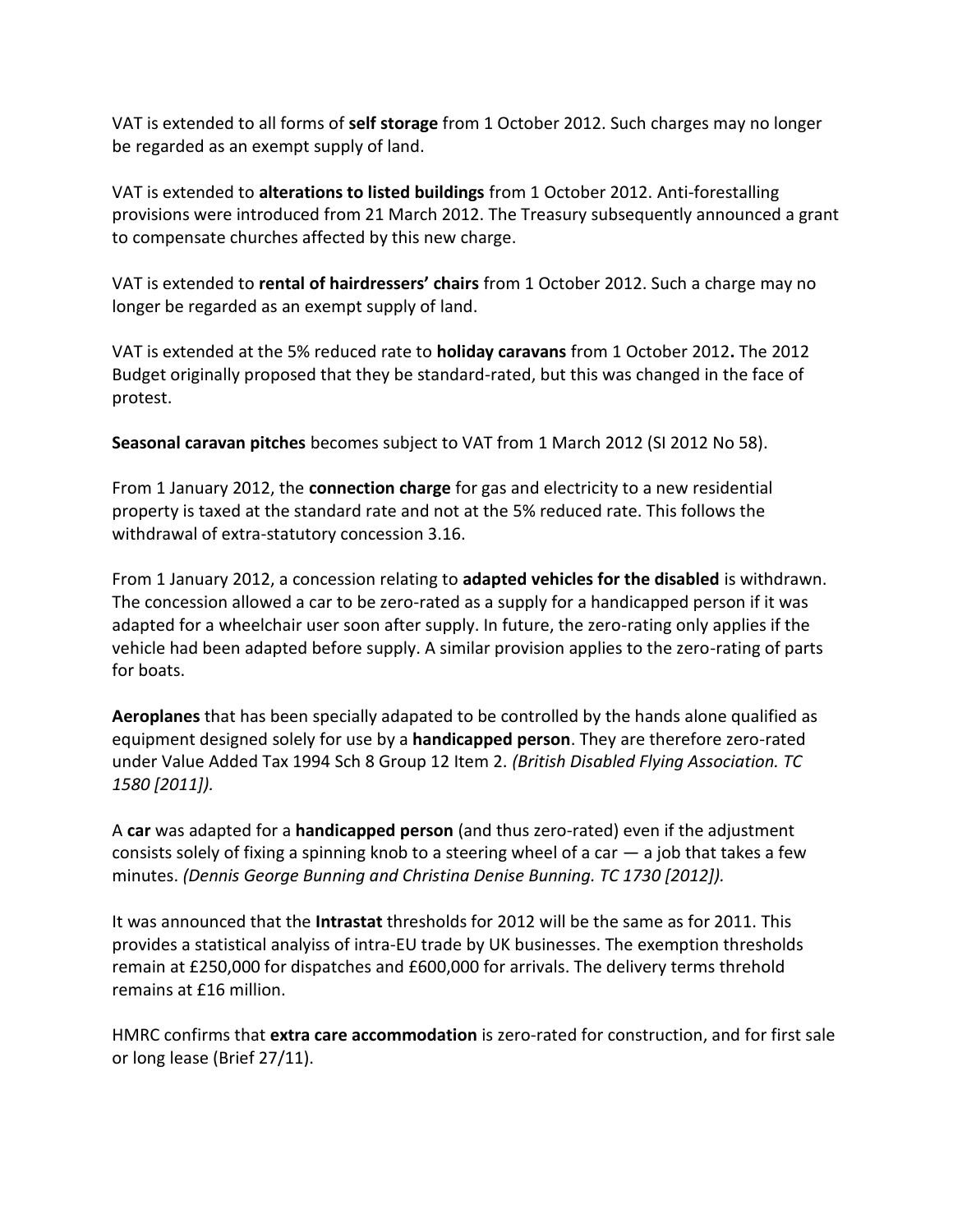VAT is extended to all forms of **self storage** from 1 October 2012. Such charges may no longer be regarded as an exempt supply of land.

VAT is extended to **alterations to listed buildings** from 1 October 2012. Anti-forestalling provisions were introduced from 21 March 2012. The Treasury subsequently announced a grant to compensate churches affected by this new charge.

VAT is extended to **rental of hairdressers' chairs** from 1 October 2012. Such a charge may no longer be regarded as an exempt supply of land.

VAT is extended at the 5% reduced rate to **holiday caravans** from 1 October 2012**.** The 2012 Budget originally proposed that they be standard-rated, but this was changed in the face of protest.

**Seasonal caravan pitches** becomes subject to VAT from 1 March 2012 (SI 2012 No 58).

From 1 January 2012, the **connection charge** for gas and electricity to a new residential property is taxed at the standard rate and not at the 5% reduced rate. This follows the withdrawal of extra-statutory concession 3.16.

From 1 January 2012, a concession relating to **adapted vehicles for the disabled** is withdrawn. The concession allowed a car to be zero-rated as a supply for a handicapped person if it was adapted for a wheelchair user soon after supply. In future, the zero-rating only applies if the vehicle had been adapted before supply. A similar provision applies to the zero-rating of parts for boats.

**Aeroplanes** that has been specially adapated to be controlled by the hands alone qualified as equipment designed solely for use by a **handicapped person**. They are therefore zero-rated under Value Added Tax 1994 Sch 8 Group 12 Item 2. *(British Disabled Flying Association. TC 1580 [2011]).*

A **car** was adapted for a **handicapped person** (and thus zero-rated) even if the adjustment consists solely of fixing a spinning knob to a steering wheel of a car — a job that takes a few minutes. *(Dennis George Bunning and Christina Denise Bunning. TC 1730 [2012]).*

It was announced that the **Intrastat** thresholds for 2012 will be the same as for 2011. This provides a statistical analyiss of intra-EU trade by UK businesses. The exemption thresholds remain at £250,000 for dispatches and £600,000 for arrivals. The delivery terms threhold remains at £16 million.

HMRC confirms that **extra care accommodation** is zero-rated for construction, and for first sale or long lease (Brief 27/11).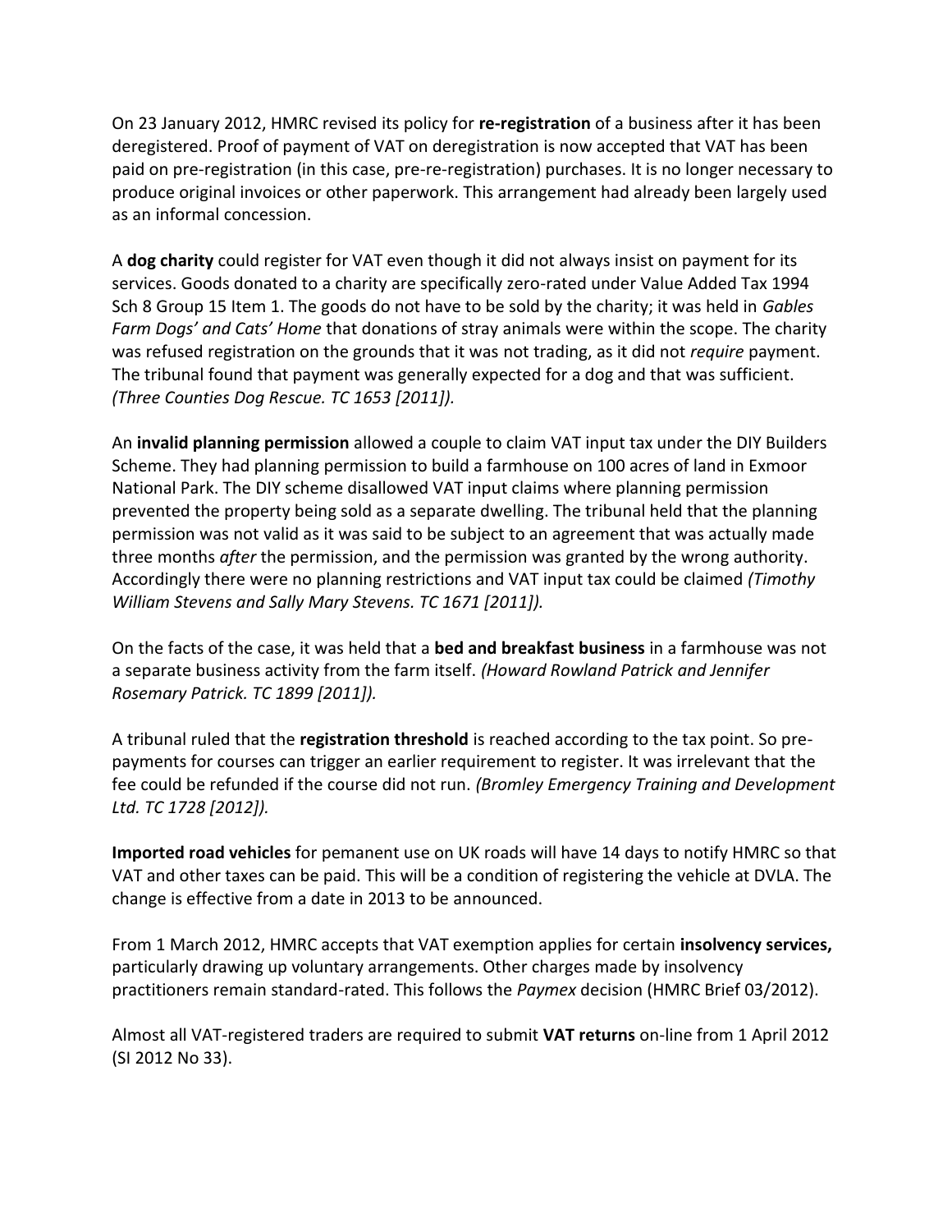On 23 January 2012, HMRC revised its policy for **re-registration** of a business after it has been deregistered. Proof of payment of VAT on deregistration is now accepted that VAT has been paid on pre-registration (in this case, pre-re-registration) purchases. It is no longer necessary to produce original invoices or other paperwork. This arrangement had already been largely used as an informal concession.

A **dog charity** could register for VAT even though it did not always insist on payment for its services. Goods donated to a charity are specifically zero-rated under Value Added Tax 1994 Sch 8 Group 15 Item 1. The goods do not have to be sold by the charity; it was held in *Gables Farm Dogs' and Cats' Home* that donations of stray animals were within the scope. The charity was refused registration on the grounds that it was not trading, as it did not *require* payment. The tribunal found that payment was generally expected for a dog and that was sufficient. *(Three Counties Dog Rescue. TC 1653 [2011]).*

An **invalid planning permission** allowed a couple to claim VAT input tax under the DIY Builders Scheme. They had planning permission to build a farmhouse on 100 acres of land in Exmoor National Park. The DIY scheme disallowed VAT input claims where planning permission prevented the property being sold as a separate dwelling. The tribunal held that the planning permission was not valid as it was said to be subject to an agreement that was actually made three months *after* the permission, and the permission was granted by the wrong authority. Accordingly there were no planning restrictions and VAT input tax could be claimed *(Timothy William Stevens and Sally Mary Stevens. TC 1671 [2011]).*

On the facts of the case, it was held that a **bed and breakfast business** in a farmhouse was not a separate business activity from the farm itself. *(Howard Rowland Patrick and Jennifer Rosemary Patrick. TC 1899 [2011]).*

A tribunal ruled that the **registration threshold** is reached according to the tax point. So pre-payments for courses can trigger an earlier requirement to register. It was irrelevant that the fee could be refunded if the course did not run. *(Bromley Emergency Training and Development Ltd. TC 1728 [2012]).*

**Imported road vehicles** for pemanent use on UK roads will have 14 days to notify HMRC so that VAT and other taxes can be paid. This will be a condition of registering the vehicle at DVLA. The change is effective from a date in 2013 to be announced.

From 1 March 2012, HMRC accepts that VAT exemption applies for certain **insolvency services,** particularly drawing up voluntary arrangements. Other charges made by insolvency practitioners remain standard-rated. This follows the *Paymex* decision (HMRC Brief 03/2012).

Almost all VAT-registered traders are required to submit **VAT returns** on-line from 1 April 2012 (SI 2012 No 33).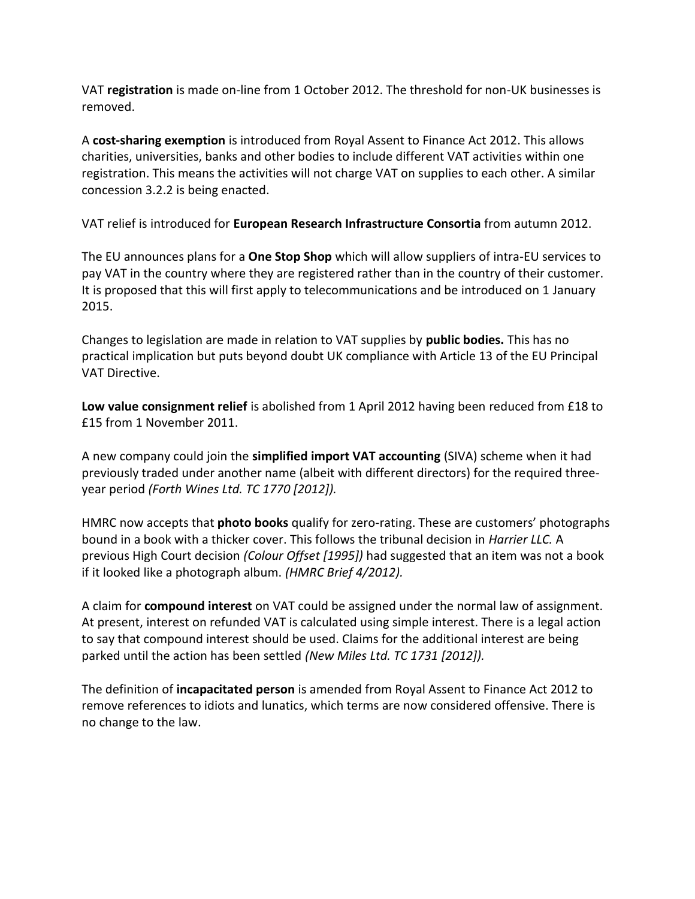VAT **registration** is made on-line from 1 October 2012. The threshold for non-UK businesses is removed.

A **cost-sharing exemption** is introduced from Royal Assent to Finance Act 2012. This allows charities, universities, banks and other bodies to include different VAT activities within one registration. This means the activities will not charge VAT on supplies to each other. A similar concession 3.2.2 is being enacted.

VAT relief is introduced for **European Research Infrastructure Consortia** from autumn 2012.

The EU announces plans for a **One Stop Shop** which will allow suppliers of intra-EU services to pay VAT in the country where they are registered rather than in the country of their customer. It is proposed that this will first apply to telecommunications and be introduced on 1 January 2015.

Changes to legislation are made in relation to VAT supplies by **public bodies.** This has no practical implication but puts beyond doubt UK compliance with Article 13 of the EU Principal VAT Directive.

**Low value consignment relief** is abolished from 1 April 2012 having been reduced from £18 to £15 from 1 November 2011.

A new company could join the **simplified import VAT accounting** (SIVA) scheme when it had previously traded under another name (albeit with different directors) for the required three-year period *(Forth Wines Ltd. TC 1770 [2012]).*

HMRC now accepts that **photo books** qualify for zero-rating. These are customers' photographs bound in a book with a thicker cover. This follows the tribunal decision in *Harrier LLC.* A previous High Court decision *(Colour Offset [1995])* had suggested that an item was not a book if it looked like a photograph album. *(HMRC Brief 4/2012).*

A claim for **compound interest** on VAT could be assigned under the normal law of assignment. At present, interest on refunded VAT is calculated using simple interest. There is a legal action to say that compound interest should be used. Claims for the additional interest are being parked until the action has been settled *(New Miles Ltd. TC 1731 [2012]).*

The definition of **incapacitated person** is amended from Royal Assent to Finance Act 2012 to remove references to idiots and lunatics, which terms are now considered offensive. There is no change to the law.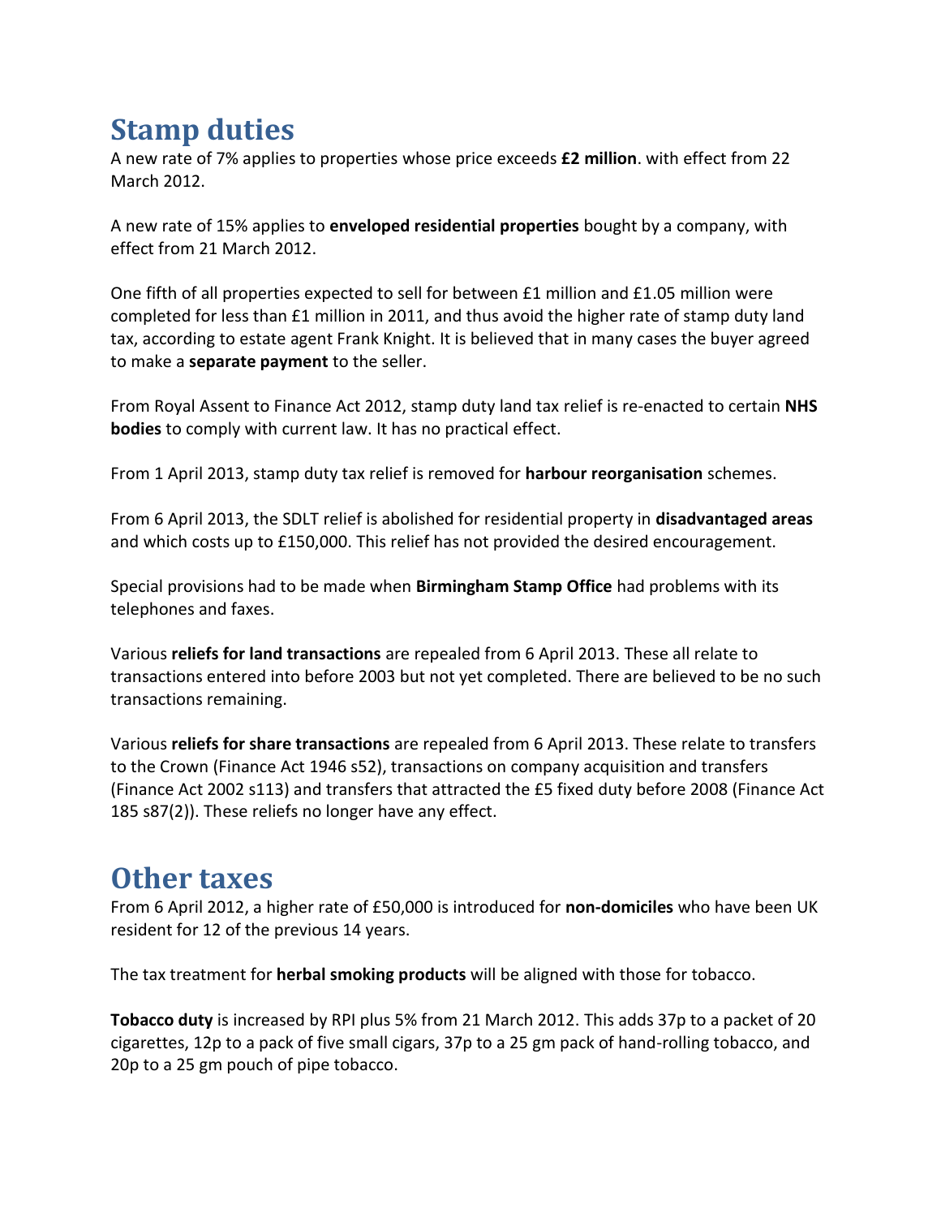# Stamp duties

A new rate of 7% applies to properties whose price exceeds **£2 million**. with effect from 22 March 2012.

A new rate of 15% applies to **enveloped residential properties** bought by a company, with effect from 21 March 2012.

One fifth of all properties expected to sell for between £1 million and £1.05 million were completed for less than £1 million in 2011, and thus avoid the higher rate of stamp duty land tax, according to estate agent Frank Knight. It is believed that in many cases the buyer agreed to make a **separate payment** to the seller.

From Royal Assent to Finance Act 2012, stamp duty land tax relief is re-enacted to certain **NHS bodies** to comply with current law. It has no practical effect.

From 1 April 2013, stamp duty tax relief is removed for **harbour reorganisation** schemes.

From 6 April 2013, the SDLT relief is abolished for residential property in **disadvantaged areas** and which costs up to £150,000. This relief has not provided the desired encouragement.

Special provisions had to be made when **Birmingham Stamp Office** had problems with its telephones and faxes.

Various **reliefs for land transactions** are repealed from 6 April 2013. These all relate to transactions entered into before 2003 but not yet completed. There are believed to be no such transactions remaining.

Various **reliefs for share transactions** are repealed from 6 April 2013. These relate to transfers to the Crown (Finance Act 1946 s52), transactions on company acquisition and transfers (Finance Act 2002 s113) and transfers that attracted the £5 fixed duty before 2008 (Finance Act 185 s87(2)). These reliefs no longer have any effect.

# Other taxes

From 6 April 2012, a higher rate of £50,000 is introduced for **non-domiciles** who have been UK resident for 12 of the previous 14 years.

The tax treatment for **herbal smoking products** will be aligned with those for tobacco.

**Tobacco duty** is increased by RPI plus 5% from 21 March 2012. This adds 37p to a packet of 20 cigarettes, 12p to a pack of five small cigars, 37p to a 25 gm pack of hand-rolling tobacco, and 20p to a 25 gm pouch of pipe tobacco.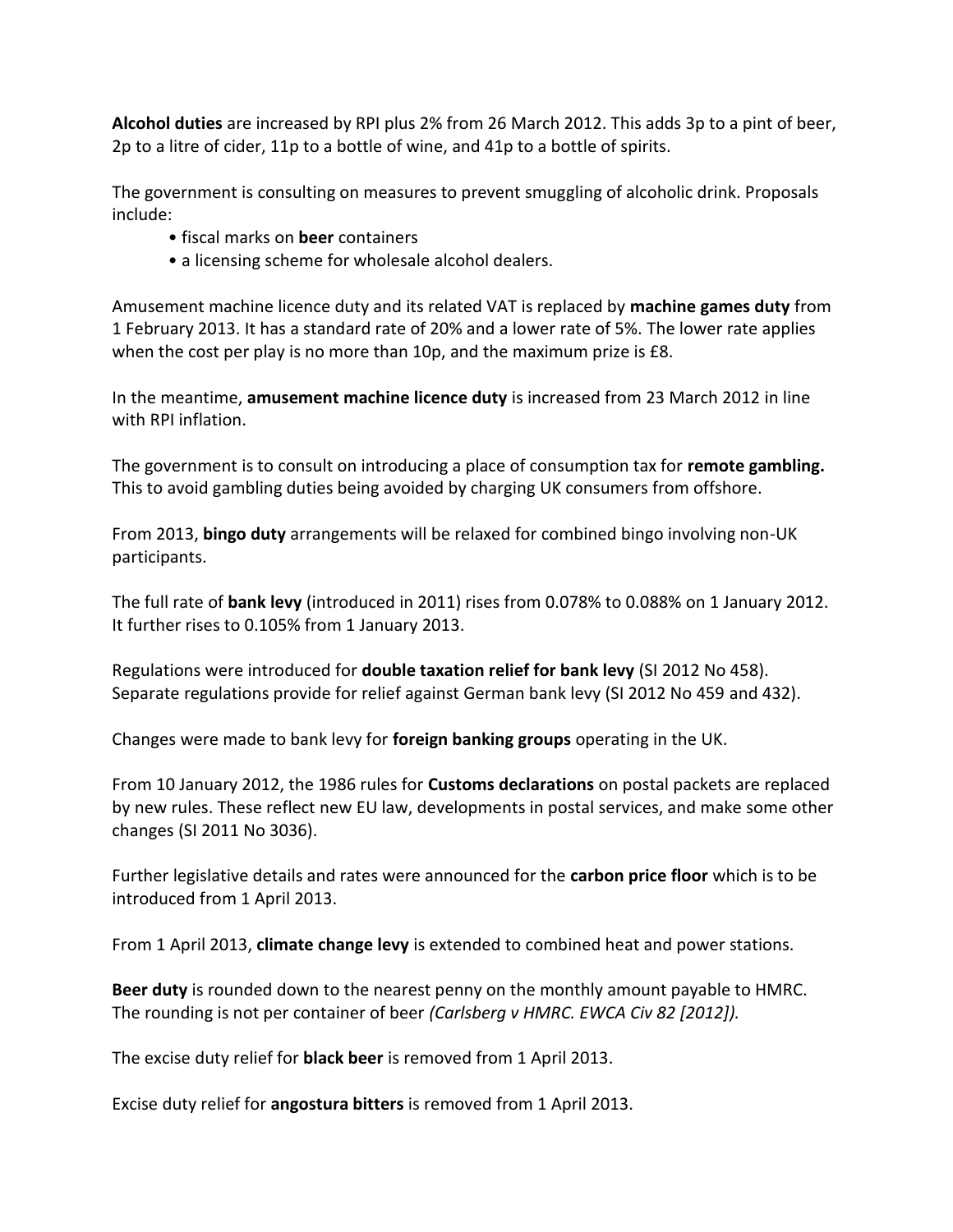**Alcohol duties** are increased by RPI plus 2% from 26 March 2012. This adds 3p to a pint of beer, 2p to a litre of cider, 11p to a bottle of wine, and 41p to a bottle of spirits.

The government is consulting on measures to prevent smuggling of alcoholic drink. Proposals include:

- fiscal marks on **beer** containers
- a licensing scheme for wholesale alcohol dealers.

Amusement machine licence duty and its related VAT is replaced by **machine games duty** from 1 February 2013. It has a standard rate of 20% and a lower rate of 5%. The lower rate applies when the cost per play is no more than 10p, and the maximum prize is £8.

In the meantime, **amusement machine licence duty** is increased from 23 March 2012 in line with RPI inflation.

The government is to consult on introducing a place of consumption tax for **remote gambling.** This to avoid gambling duties being avoided by charging UK consumers from offshore.

From 2013, **bingo duty** arrangements will be relaxed for combined bingo involving non-UK participants.

The full rate of **bank levy** (introduced in 2011) rises from 0.078% to 0.088% on 1 January 2012. It further rises to 0.105% from 1 January 2013.

Regulations were introduced for **double taxation relief for bank levy** (SI 2012 No 458). Separate regulations provide for relief against German bank levy (SI 2012 No 459 and 432).

Changes were made to bank levy for **foreign banking groups** operating in the UK.

From 10 January 2012, the 1986 rules for **Customs declarations** on postal packets are replaced by new rules. These reflect new EU law, developments in postal services, and make some other changes (SI 2011 No 3036).

Further legislative details and rates were announced for the **carbon price floor** which is to be introduced from 1 April 2013.

From 1 April 2013, **climate change levy** is extended to combined heat and power stations.

**Beer duty** is rounded down to the nearest penny on the monthly amount payable to HMRC. The rounding is not per container of beer *(Carlsberg v HMRC. EWCA Civ 82 [2012]).*

The excise duty relief for **black beer** is removed from 1 April 2013.

Excise duty relief for **angostura bitters** is removed from 1 April 2013.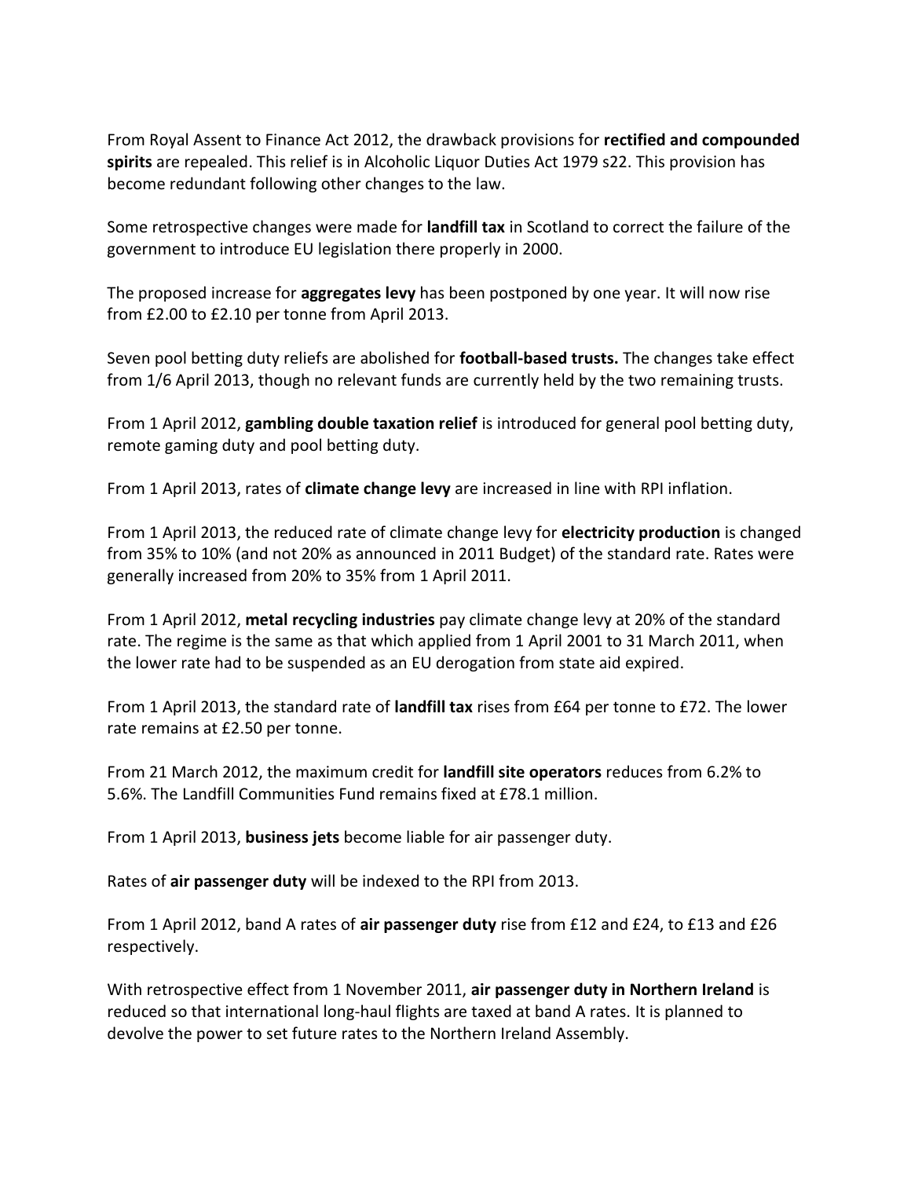From Royal Assent to Finance Act 2012, the drawback provisions for **rectified and compounded spirits** are repealed. This relief is in Alcoholic Liquor Duties Act 1979 s22. This provision has become redundant following other changes to the law.

Some retrospective changes were made for **landfill tax** in Scotland to correct the failure of the government to introduce EU legislation there properly in 2000.

The proposed increase for **aggregates levy** has been postponed by one year. It will now rise from £2.00 to £2.10 per tonne from April 2013.

Seven pool betting duty reliefs are abolished for **football-based trusts.** The changes take effect from 1/6 April 2013, though no relevant funds are currently held by the two remaining trusts.

From 1 April 2012, **gambling double taxation relief** is introduced for general pool betting duty, remote gaming duty and pool betting duty.

From 1 April 2013, rates of **climate change levy** are increased in line with RPI inflation.

From 1 April 2013, the reduced rate of climate change levy for **electricity production** is changed from 35% to 10% (and not 20% as announced in 2011 Budget) of the standard rate. Rates were generally increased from 20% to 35% from 1 April 2011.

From 1 April 2012, **metal recycling industries** pay climate change levy at 20% of the standard rate. The regime is the same as that which applied from 1 April 2001 to 31 March 2011, when the lower rate had to be suspended as an EU derogation from state aid expired.

From 1 April 2013, the standard rate of **landfill tax** rises from £64 per tonne to £72. The lower rate remains at £2.50 per tonne.

From 21 March 2012, the maximum credit for **landfill site operators** reduces from 6.2% to 5.6%. The Landfill Communities Fund remains fixed at £78.1 million.

From 1 April 2013, **business jets** become liable for air passenger duty.

Rates of **air passenger duty** will be indexed to the RPI from 2013.

From 1 April 2012, band A rates of **air passenger duty** rise from £12 and £24, to £13 and £26 respectively.

With retrospective effect from 1 November 2011, **air passenger duty in Northern Ireland** is reduced so that international long-haul flights are taxed at band A rates. It is planned to devolve the power to set future rates to the Northern Ireland Assembly.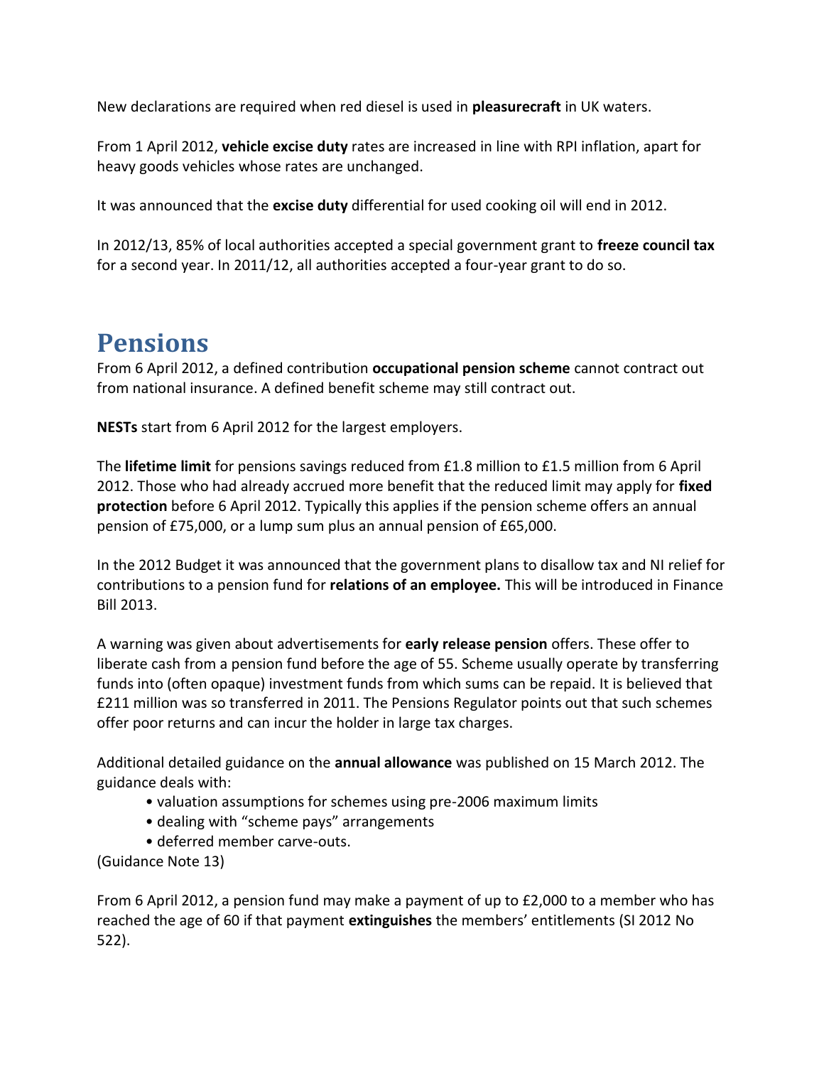New declarations are required when red diesel is used in **pleasurecraft** in UK waters.

From 1 April 2012, **vehicle excise duty** rates are increased in line with RPI inflation, apart for heavy goods vehicles whose rates are unchanged.

It was announced that the **excise duty** differential for used cooking oil will end in 2012.

In 2012/13, 85% of local authorities accepted a special government grant to **freeze council tax** for a second year. In 2011/12, all authorities accepted a four-year grant to do so.

# Pensions

From 6 April 2012, a defined contribution **occupational pension scheme** cannot contract out from national insurance. A defined benefit scheme may still contract out.

**NESTs** start from 6 April 2012 for the largest employers.

The **lifetime limit** for pensions savings reduced from £1.8 million to £1.5 million from 6 April 2012. Those who had already accrued more benefit that the reduced limit may apply for **fixed protection** before 6 April 2012. Typically this applies if the pension scheme offers an annual pension of £75,000, or a lump sum plus an annual pension of £65,000.

In the 2012 Budget it was announced that the government plans to disallow tax and NI relief for contributions to a pension fund for **relations of an employee.** This will be introduced in Finance Bill 2013.

A warning was given about advertisements for **early release pension** offers. These offer to liberate cash from a pension fund before the age of 55. Scheme usually operate by transferring funds into (often opaque) investment funds from which sums can be repaid. It is believed that £211 million was so transferred in 2011. The Pensions Regulator points out that such schemes offer poor returns and can incur the holder in large tax charges.

Additional detailed guidance on the **annual allowance** was published on 15 March 2012. The guidance deals with:

- valuation assumptions for schemes using pre-2006 maximum limits
- dealing with "scheme pays" arrangements
- deferred member carve-outs.

(Guidance Note 13)

From 6 April 2012, a pension fund may make a payment of up to £2,000 to a member who has reached the age of 60 if that payment **extinguishes** the members' entitlements (SI 2012 No 522).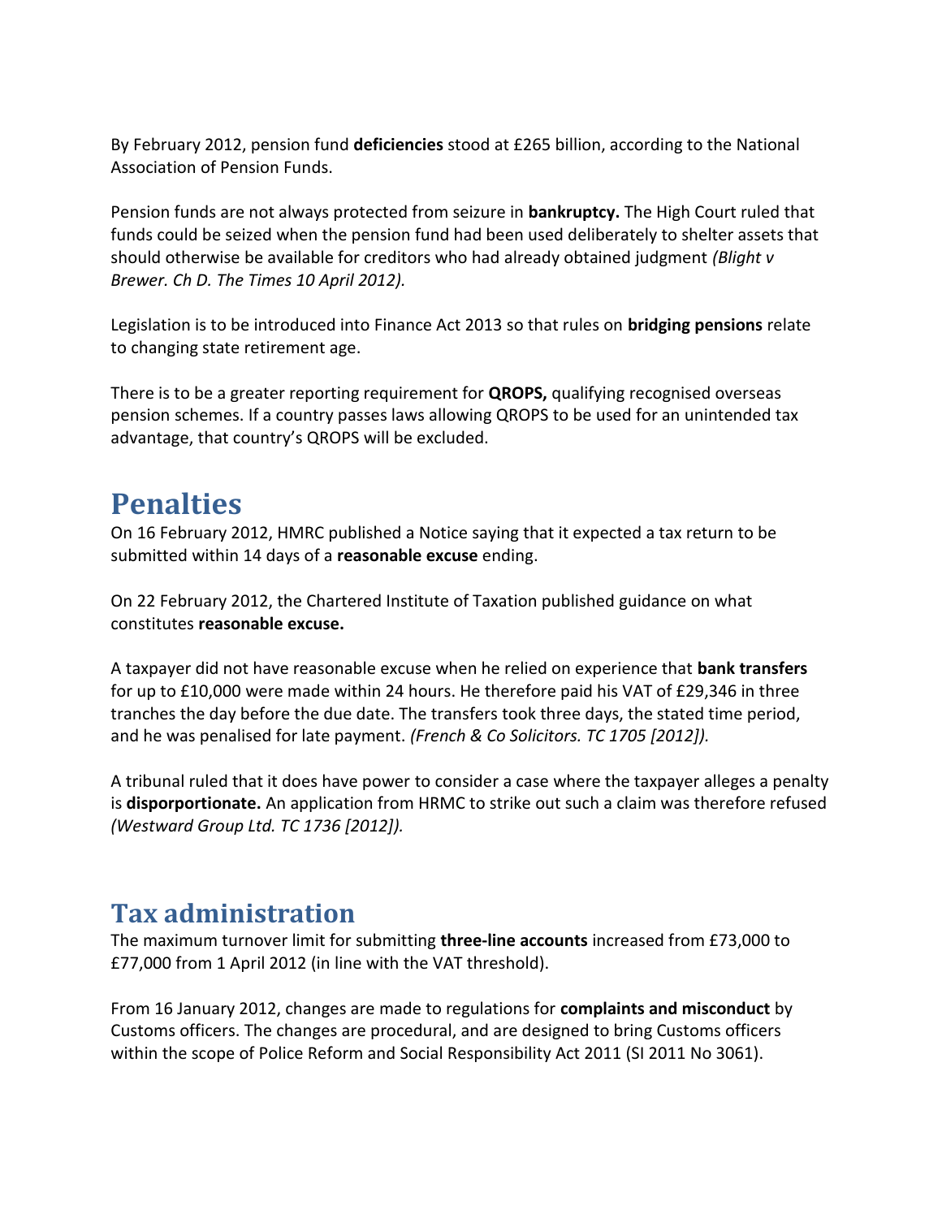By February 2012, pension fund **deficiencies** stood at £265 billion, according to the National Association of Pension Funds.

Pension funds are not always protected from seizure in **bankruptcy.** The High Court ruled that funds could be seized when the pension fund had been used deliberately to shelter assets that should otherwise be available for creditors who had already obtained judgment *(Blight v Brewer. Ch D. The Times 10 April 2012).*

Legislation is to be introduced into Finance Act 2013 so that rules on **bridging pensions** relate to changing state retirement age.

There is to be a greater reporting requirement for **QROPS,** qualifying recognised overseas pension schemes. If a country passes laws allowing QROPS to be used for an unintended tax advantage, that country's QROPS will be excluded.

# Penalties

On 16 February 2012, HMRC published a Notice saying that it expected a tax return to be submitted within 14 days of a **reasonable excuse** ending.

On 22 February 2012, the Chartered Institute of Taxation published guidance on what constitutes **reasonable excuse.**

A taxpayer did not have reasonable excuse when he relied on experience that **bank transfers** for up to £10,000 were made within 24 hours. He therefore paid his VAT of £29,346 in three tranches the day before the due date. The transfers took three days, the stated time period, and he was penalised for late payment. *(French & Co Solicitors. TC 1705 [2012]).*

A tribunal ruled that it does have power to consider a case where the taxpayer alleges a penalty is **disporportionate.** An application from HRMC to strike out such a claim was therefore refused *(Westward Group Ltd. TC 1736 [2012]).*

## Tax administration

The maximum turnover limit for submitting **three-line accounts** increased from £73,000 to £77,000 from 1 April 2012 (in line with the VAT threshold).

From 16 January 2012, changes are made to regulations for **complaints and misconduct** by Customs officers. The changes are procedural, and are designed to bring Customs officers within the scope of Police Reform and Social Responsibility Act 2011 (SI 2011 No 3061).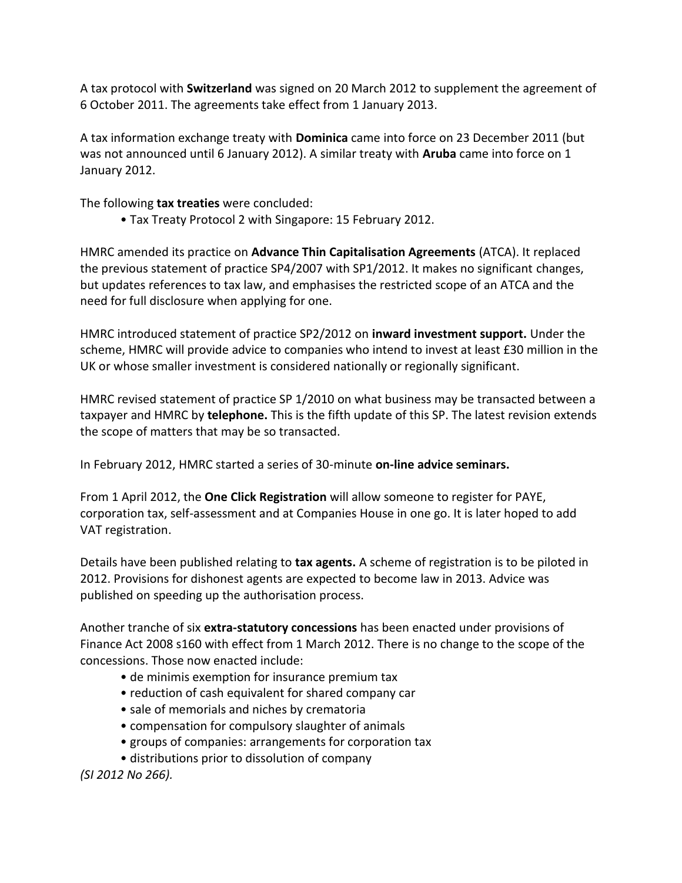A tax protocol with **Switzerland** was signed on 20 March 2012 to supplement the agreement of 6 October 2011. The agreements take effect from 1 January 2013.

A tax information exchange treaty with **Dominica** came into force on 23 December 2011 (but was not announced until 6 January 2012). A similar treaty with **Aruba** came into force on 1 January 2012.

The following **tax treaties** were concluded:

- Tax Treaty Protocol 2 with Singapore: 15 February 2012.

HMRC amended its practice on **Advance Thin Capitalisation Agreements** (ATCA). It replaced the previous statement of practice SP4/2007 with SP1/2012. It makes no significant changes, but updates references to tax law, and emphasises the restricted scope of an ATCA and the need for full disclosure when applying for one.

HMRC introduced statement of practice SP2/2012 on **inward investment support.** Under the scheme, HMRC will provide advice to companies who intend to invest at least £30 million in the UK or whose smaller investment is considered nationally or regionally significant.

HMRC revised statement of practice SP 1/2010 on what business may be transacted between a taxpayer and HMRC by **telephone.** This is the fifth update of this SP. The latest revision extends the scope of matters that may be so transacted.

In February 2012, HMRC started a series of 30-minute **on-line advice seminars.**

From 1 April 2012, the **One Click Registration** will allow someone to register for PAYE, corporation tax, self-assessment and at Companies House in one go. It is later hoped to add VAT registration.

Details have been published relating to **tax agents.** A scheme of registration is to be piloted in 2012. Provisions for dishonest agents are expected to become law in 2013. Advice was published on speeding up the authorisation process.

Another tranche of six **extra-statutory concessions** has been enacted under provisions of Finance Act 2008 s160 with effect from 1 March 2012. There is no change to the scope of the concessions. Those now enacted include:

- de minimis exemption for insurance premium tax
- reduction of cash equivalent for shared company car
- sale of memorials and niches by crematoria
- compensation for compulsory slaughter of animals
- groups of companies: arrangements for corporation tax
- distributions prior to dissolution of company

*(SI 2012 No 266).*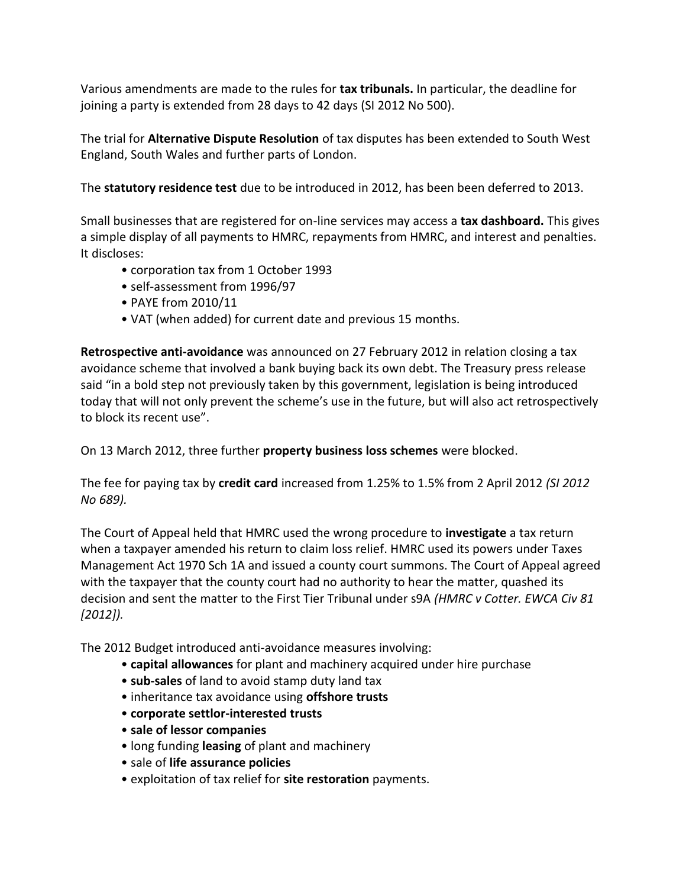Various amendments are made to the rules for **tax tribunals.** In particular, the deadline for joining a party is extended from 28 days to 42 days (SI 2012 No 500).

The trial for **Alternative Dispute Resolution** of tax disputes has been extended to South West England, South Wales and further parts of London.

The **statutory residence test** due to be introduced in 2012, has been been deferred to 2013.

Small businesses that are registered for on-line services may access a **tax dashboard.** This gives a simple display of all payments to HMRC, repayments from HMRC, and interest and penalties. It discloses:

- corporation tax from 1 October 1993
- self-assessment from 1996/97
- PAYE from 2010/11
- VAT (when added) for current date and previous 15 months.

**Retrospective anti-avoidance** was announced on 27 February 2012 in relation closing a tax avoidance scheme that involved a bank buying back its own debt. The Treasury press release said "in a bold step not previously taken by this government, legislation is being introduced today that will not only prevent the scheme's use in the future, but will also act retrospectively to block its recent use".

On 13 March 2012, three further **property business loss schemes** were blocked.

The fee for paying tax by **credit card** increased from 1.25% to 1.5% from 2 April 2012 *(SI 2012 No 689).*

The Court of Appeal held that HMRC used the wrong procedure to **investigate** a tax return when a taxpayer amended his return to claim loss relief. HMRC used its powers under Taxes Management Act 1970 Sch 1A and issued a county court summons. The Court of Appeal agreed with the taxpayer that the county court had no authority to hear the matter, quashed its decision and sent the matter to the First Tier Tribunal under s9A *(HMRC v Cotter. EWCA Civ 81 [2012]).*

The 2012 Budget introduced anti-avoidance measures involving:

- **capital allowances** for plant and machinery acquired under hire purchase
- **sub-sales** of land to avoid stamp duty land tax
- inheritance tax avoidance using **offshore trusts**
- **corporate settlor-interested trusts**
- **sale of lessor companies**
- long funding **leasing** of plant and machinery
- sale of **life assurance policies**
- exploitation of tax relief for **site restoration** payments.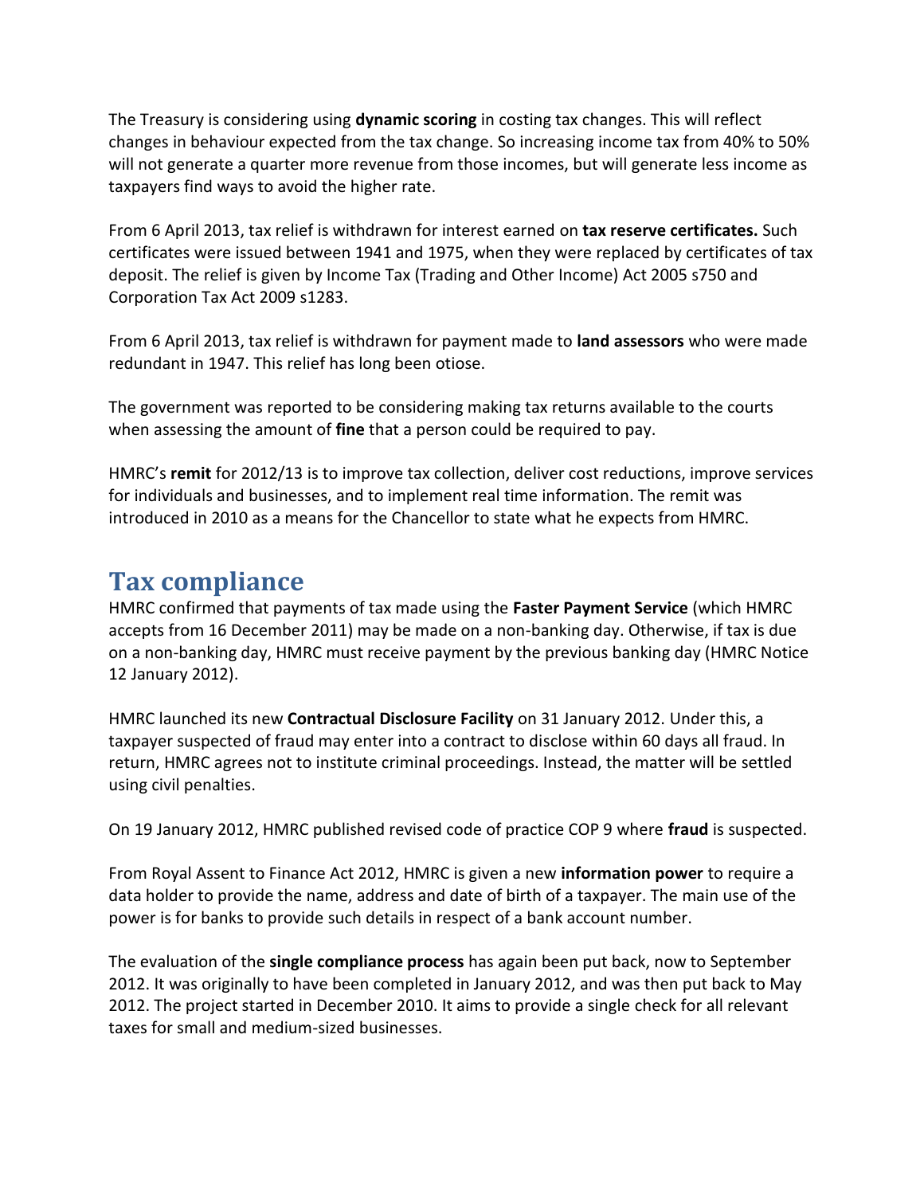The Treasury is considering using **dynamic scoring** in costing tax changes. This will reflect changes in behaviour expected from the tax change. So increasing income tax from 40% to 50% will not generate a quarter more revenue from those incomes, but will generate less income as taxpayers find ways to avoid the higher rate.

From 6 April 2013, tax relief is withdrawn for interest earned on **tax reserve certificates.** Such certificates were issued between 1941 and 1975, when they were replaced by certificates of tax deposit. The relief is given by Income Tax (Trading and Other Income) Act 2005 s750 and Corporation Tax Act 2009 s1283.

From 6 April 2013, tax relief is withdrawn for payment made to **land assessors** who were made redundant in 1947. This relief has long been otiose.

The government was reported to be considering making tax returns available to the courts when assessing the amount of **fine** that a person could be required to pay.

HMRC's **remit** for 2012/13 is to improve tax collection, deliver cost reductions, improve services for individuals and businesses, and to implement real time information. The remit was introduced in 2010 as a means for the Chancellor to state what he expects from HMRC.

## Tax compliance

HMRC confirmed that payments of tax made using the **Faster Payment Service** (which HMRC accepts from 16 December 2011) may be made on a non-banking day. Otherwise, if tax is due on a non-banking day, HMRC must receive payment by the previous banking day (HMRC Notice 12 January 2012).

HMRC launched its new **Contractual Disclosure Facility** on 31 January 2012. Under this, a taxpayer suspected of fraud may enter into a contract to disclose within 60 days all fraud. In return, HMRC agrees not to institute criminal proceedings. Instead, the matter will be settled using civil penalties.

On 19 January 2012, HMRC published revised code of practice COP 9 where **fraud** is suspected.

From Royal Assent to Finance Act 2012, HMRC is given a new **information power** to require a data holder to provide the name, address and date of birth of a taxpayer. The main use of the power is for banks to provide such details in respect of a bank account number.

The evaluation of the **single compliance process** has again been put back, now to September 2012. It was originally to have been completed in January 2012, and was then put back to May 2012. The project started in December 2010. It aims to provide a single check for all relevant taxes for small and medium-sized businesses.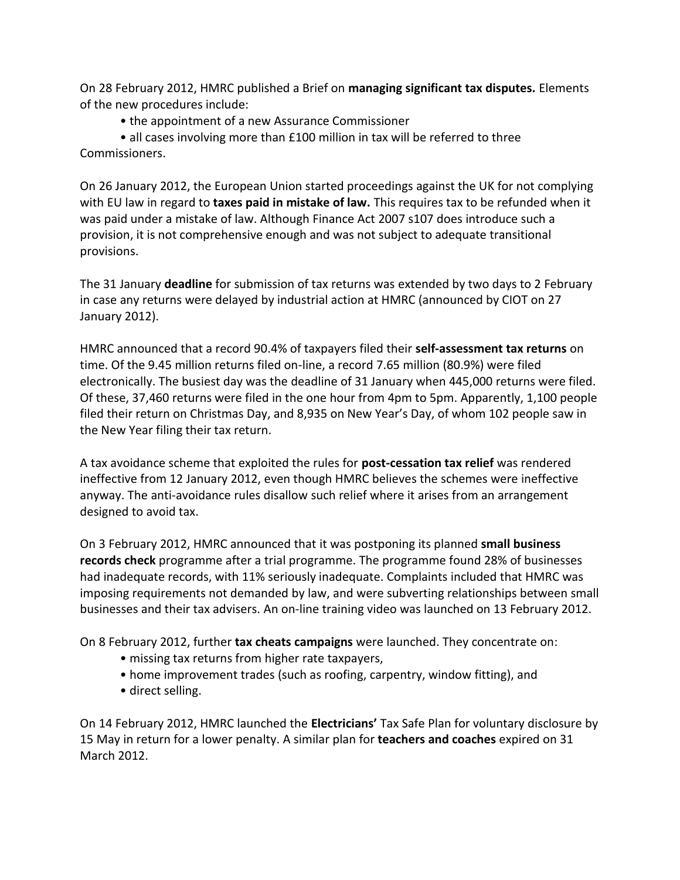On 28 February 2012, HMRC published a Brief on **managing significant tax disputes.** Elements of the new procedures include:

- the appointment of a new Assurance Commissioner
- all cases involving more than £100 million in tax will be referred to three Commissioners.

On 26 January 2012, the European Union started proceedings against the UK for not complying with EU law in regard to **taxes paid in mistake of law.** This requires tax to be refunded when it was paid under a mistake of law. Although Finance Act 2007 s107 does introduce such a provision, it is not comprehensive enough and was not subject to adequate transitional provisions.

The 31 January **deadline** for submission of tax returns was extended by two days to 2 February in case any returns were delayed by industrial action at HMRC (announced by CIOT on 27 January 2012).

HMRC announced that a record 90.4% of taxpayers filed their **self-assessment tax returns** on time. Of the 9.45 million returns filed on-line, a record 7.65 million (80.9%) were filed electronically. The busiest day was the deadline of 31 January when 445,000 returns were filed. Of these, 37,460 returns were filed in the one hour from 4pm to 5pm. Apparently, 1,100 people filed their return on Christmas Day, and 8,935 on New Year's Day, of whom 102 people saw in the New Year filing their tax return.

A tax avoidance scheme that exploited the rules for **post-cessation tax relief** was rendered ineffective from 12 January 2012, even though HMRC believes the schemes were ineffective anyway. The anti-avoidance rules disallow such relief where it arises from an arrangement designed to avoid tax.

On 3 February 2012, HMRC announced that it was postponing its planned **small business records check** programme after a trial programme. The programme found 28% of businesses had inadequate records, with 11% seriously inadequate. Complaints included that HMRC was imposing requirements not demanded by law, and were subverting relationships between small businesses and their tax advisers. An on-line training video was launched on 13 February 2012.

On 8 February 2012, further **tax cheats campaigns** were launched. They concentrate on:

- missing tax returns from higher rate taxpayers,
- home improvement trades (such as roofing, carpentry, window fitting), and
- direct selling.

On 14 February 2012, HMRC launched the **Electricians'** Tax Safe Plan for voluntary disclosure by 15 May in return for a lower penalty. A similar plan for **teachers and coaches** expired on 31 March 2012.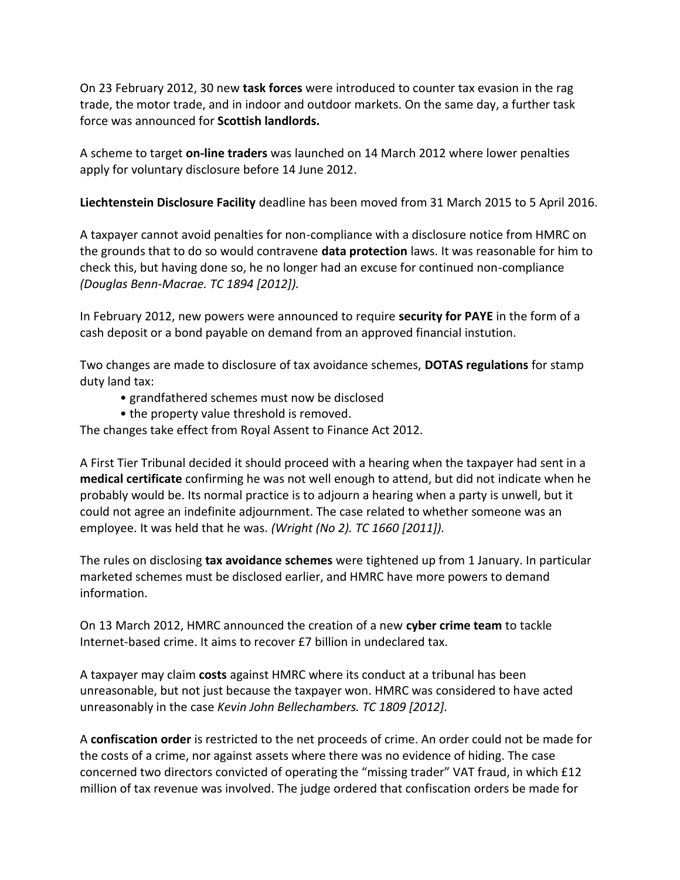On 23 February 2012, 30 new **task forces** were introduced to counter tax evasion in the rag trade, the motor trade, and in indoor and outdoor markets. On the same day, a further task force was announced for **Scottish landlords.**

A scheme to target **on-line traders** was launched on 14 March 2012 where lower penalties apply for voluntary disclosure before 14 June 2012.

**Liechtenstein Disclosure Facility** deadline has been moved from 31 March 2015 to 5 April 2016.

A taxpayer cannot avoid penalties for non-compliance with a disclosure notice from HMRC on the grounds that to do so would contravene **data protection** laws. It was reasonable for him to check this, but having done so, he no longer had an excuse for continued non-compliance *(Douglas Benn-Macrae. TC 1894 [2012]).*

In February 2012, new powers were announced to require **security for PAYE** in the form of a cash deposit or a bond payable on demand from an approved financial instution.

Two changes are made to disclosure of tax avoidance schemes, **DOTAS regulations** for stamp duty land tax:

- grandfathered schemes must now be disclosed
- the property value threshold is removed.

The changes take effect from Royal Assent to Finance Act 2012.

A First Tier Tribunal decided it should proceed with a hearing when the taxpayer had sent in a **medical certificate** confirming he was not well enough to attend, but did not indicate when he probably would be. Its normal practice is to adjourn a hearing when a party is unwell, but it could not agree an indefinite adjournment. The case related to whether someone was an employee. It was held that he was. *(Wright (No 2). TC 1660 [2011]).*

The rules on disclosing **tax avoidance schemes** were tightened up from 1 January. In particular marketed schemes must be disclosed earlier, and HMRC have more powers to demand information.

On 13 March 2012, HMRC announced the creation of a new **cyber crime team** to tackle Internet-based crime. It aims to recover £7 billion in undeclared tax.

A taxpayer may claim **costs** against HMRC where its conduct at a tribunal has been unreasonable, but not just because the taxpayer won. HMRC was considered to have acted unreasonably in the case *Kevin John Bellechambers. TC 1809 [2012].*

A **confiscation order** is restricted to the net proceeds of crime. An order could not be made for the costs of a crime, nor against assets where there was no evidence of hiding. The case concerned two directors convicted of operating the "missing trader" VAT fraud, in which £12 million of tax revenue was involved. The judge ordered that confiscation orders be made for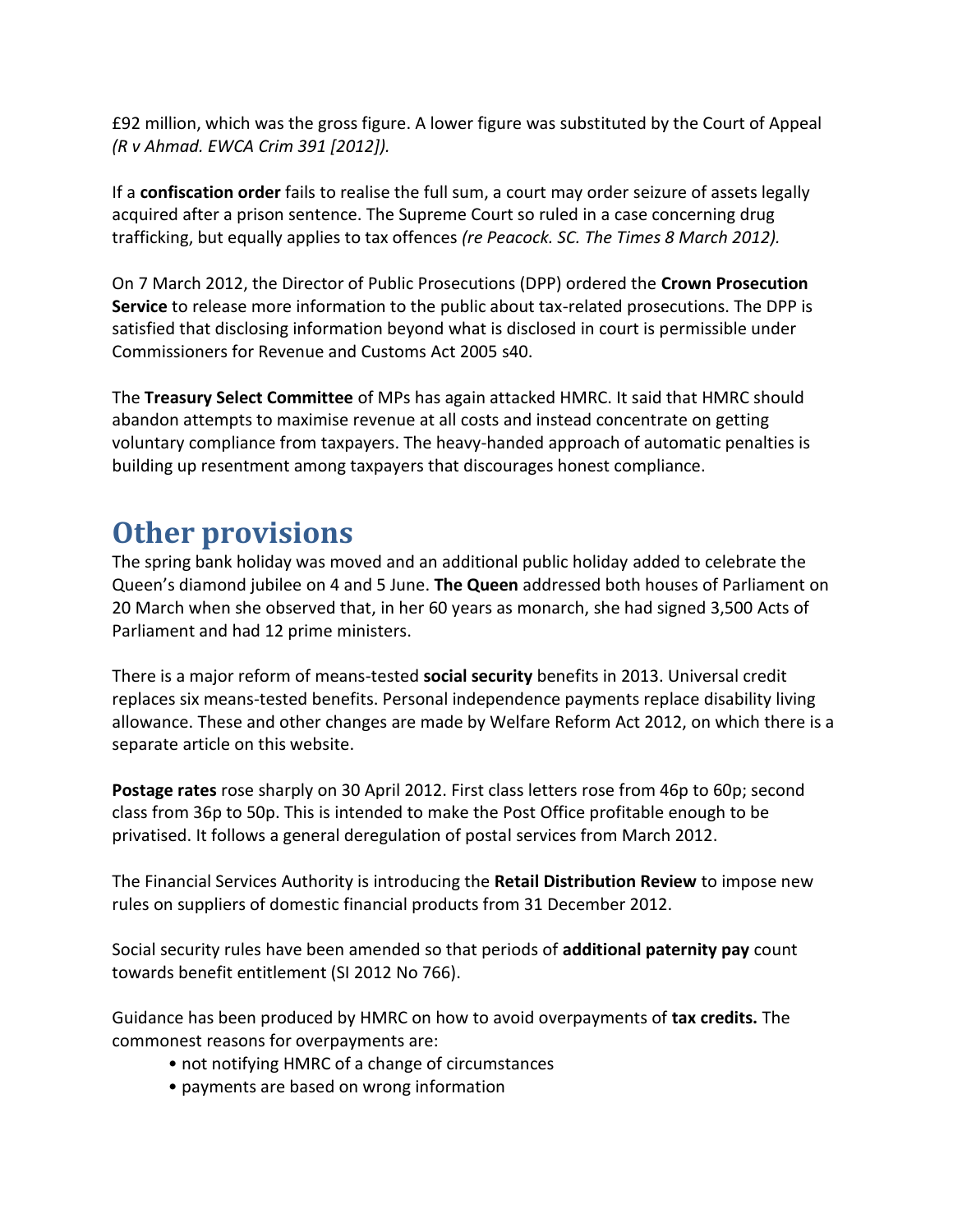£92 million, which was the gross figure. A lower figure was substituted by the Court of Appeal *(R v Ahmad. EWCA Crim 391 [2012]).*

If a **confiscation order** fails to realise the full sum, a court may order seizure of assets legally acquired after a prison sentence. The Supreme Court so ruled in a case concerning drug trafficking, but equally applies to tax offences *(re Peacock. SC. The Times 8 March 2012).*

On 7 March 2012, the Director of Public Prosecutions (DPP) ordered the **Crown Prosecution Service** to release more information to the public about tax-related prosecutions. The DPP is satisfied that disclosing information beyond what is disclosed in court is permissible under Commissioners for Revenue and Customs Act 2005 s40.

The **Treasury Select Committee** of MPs has again attacked HMRC. It said that HMRC should abandon attempts to maximise revenue at all costs and instead concentrate on getting voluntary compliance from taxpayers. The heavy-handed approach of automatic penalties is building up resentment among taxpayers that discourages honest compliance.

# Other provisions

The spring bank holiday was moved and an additional public holiday added to celebrate the Queen's diamond jubilee on 4 and 5 June. **The Queen** addressed both houses of Parliament on 20 March when she observed that, in her 60 years as monarch, she had signed 3,500 Acts of Parliament and had 12 prime ministers.

There is a major reform of means-tested **social security** benefits in 2013. Universal credit replaces six means-tested benefits. Personal independence payments replace disability living allowance. These and other changes are made by Welfare Reform Act 2012, on which there is a separate article on this website.

**Postage rates** rose sharply on 30 April 2012. First class letters rose from 46p to 60p; second class from 36p to 50p. This is intended to make the Post Office profitable enough to be privatised. It follows a general deregulation of postal services from March 2012.

The Financial Services Authority is introducing the **Retail Distribution Review** to impose new rules on suppliers of domestic financial products from 31 December 2012.

Social security rules have been amended so that periods of **additional paternity pay** count towards benefit entitlement (SI 2012 No 766).

Guidance has been produced by HMRC on how to avoid overpayments of **tax credits.** The commonest reasons for overpayments are:

- not notifying HMRC of a change of circumstances
- payments are based on wrong information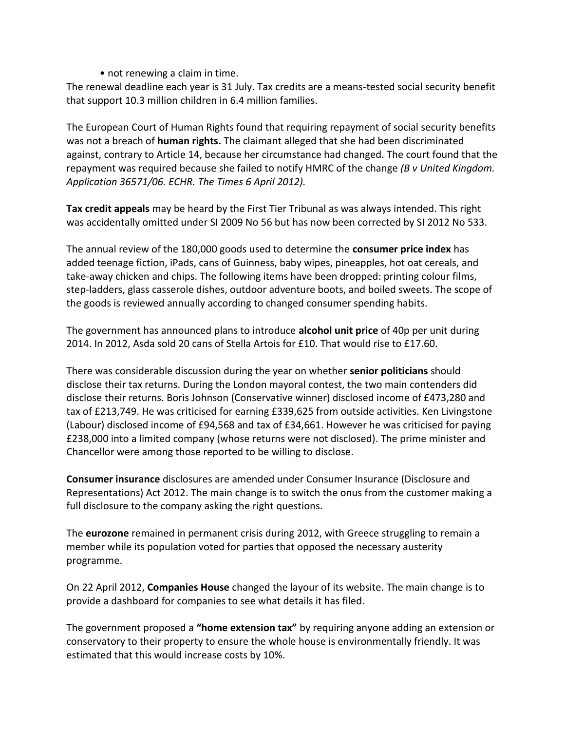• not renewing a claim in time.

The renewal deadline each year is 31 July. Tax credits are a means-tested social security benefit that support 10.3 million children in 6.4 million families.

The European Court of Human Rights found that requiring repayment of social security benefits was not a breach of **human rights.** The claimant alleged that she had been discriminated against, contrary to Article 14, because her circumstance had changed. The court found that the repayment was required because she failed to notify HMRC of the change *(B v United Kingdom. Application 36571/06. ECHR. The Times 6 April 2012).*

**Tax credit appeals** may be heard by the First Tier Tribunal as was always intended. This right was accidentally omitted under SI 2009 No 56 but has now been corrected by SI 2012 No 533.

The annual review of the 180,000 goods used to determine the **consumer price index** has added teenage fiction, iPads, cans of Guinness, baby wipes, pineapples, hot oat cereals, and take-away chicken and chips. The following items have been dropped: printing colour films, step-ladders, glass casserole dishes, outdoor adventure boots, and boiled sweets. The scope of the goods is reviewed annually according to changed consumer spending habits.

The government has announced plans to introduce **alcohol unit price** of 40p per unit during 2014. In 2012, Asda sold 20 cans of Stella Artois for £10. That would rise to £17.60.

There was considerable discussion during the year on whether **senior politicians** should disclose their tax returns. During the London mayoral contest, the two main contenders did disclose their returns. Boris Johnson (Conservative winner) disclosed income of £473,280 and tax of £213,749. He was criticised for earning £339,625 from outside activities. Ken Livingstone (Labour) disclosed income of £94,568 and tax of £34,661. However he was criticised for paying £238,000 into a limited company (whose returns were not disclosed). The prime minister and Chancellor were among those reported to be willing to disclose.

**Consumer insurance** disclosures are amended under Consumer Insurance (Disclosure and Representations) Act 2012. The main change is to switch the onus from the customer making a full disclosure to the company asking the right questions.

The **eurozone** remained in permanent crisis during 2012, with Greece struggling to remain a member while its population voted for parties that opposed the necessary austerity programme.

On 22 April 2012, **Companies House** changed the layour of its website. The main change is to provide a dashboard for companies to see what details it has filed.

The government proposed a **"home extension tax"** by requiring anyone adding an extension or conservatory to their property to ensure the whole house is environmentally friendly. It was estimated that this would increase costs by 10%.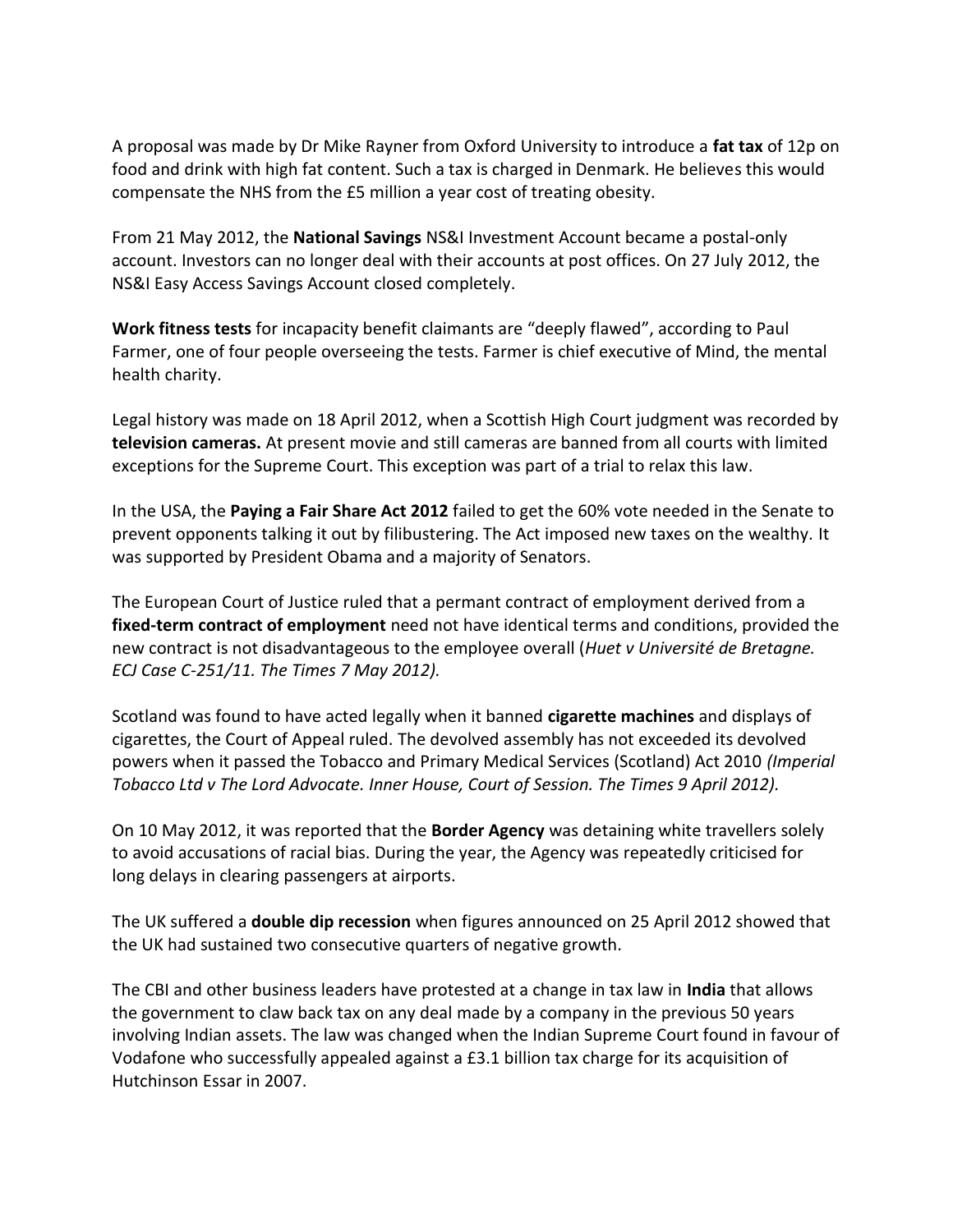A proposal was made by Dr Mike Rayner from Oxford University to introduce a **fat tax** of 12p on food and drink with high fat content. Such a tax is charged in Denmark. He believes this would compensate the NHS from the £5 million a year cost of treating obesity.

From 21 May 2012, the **National Savings** NS&I Investment Account became a postal-only account. Investors can no longer deal with their accounts at post offices. On 27 July 2012, the NS&I Easy Access Savings Account closed completely.

**Work fitness tests** for incapacity benefit claimants are "deeply flawed", according to Paul Farmer, one of four people overseeing the tests. Farmer is chief executive of Mind, the mental health charity.

Legal history was made on 18 April 2012, when a Scottish High Court judgment was recorded by **television cameras.** At present movie and still cameras are banned from all courts with limited exceptions for the Supreme Court. This exception was part of a trial to relax this law.

In the USA, the **Paying a Fair Share Act 2012** failed to get the 60% vote needed in the Senate to prevent opponents talking it out by filibustering. The Act imposed new taxes on the wealthy. It was supported by President Obama and a majority of Senators.

The European Court of Justice ruled that a permant contract of employment derived from a **fixed-term contract of employment** need not have identical terms and conditions, provided the new contract is not disadvantageous to the employee overall (*Huet v Université de Bretagne. ECJ Case C-251/11. The Times 7 May 2012).*

Scotland was found to have acted legally when it banned **cigarette machines** and displays of cigarettes, the Court of Appeal ruled. The devolved assembly has not exceeded its devolved powers when it passed the Tobacco and Primary Medical Services (Scotland) Act 2010 *(Imperial Tobacco Ltd v The Lord Advocate. Inner House, Court of Session. The Times 9 April 2012).*

On 10 May 2012, it was reported that the **Border Agency** was detaining white travellers solely to avoid accusations of racial bias. During the year, the Agency was repeatedly criticised for long delays in clearing passengers at airports.

The UK suffered a **double dip recession** when figures announced on 25 April 2012 showed that the UK had sustained two consecutive quarters of negative growth.

The CBI and other business leaders have protested at a change in tax law in **India** that allows the government to claw back tax on any deal made by a company in the previous 50 years involving Indian assets. The law was changed when the Indian Supreme Court found in favour of Vodafone who successfully appealed against a £3.1 billion tax charge for its acquisition of Hutchinson Essar in 2007.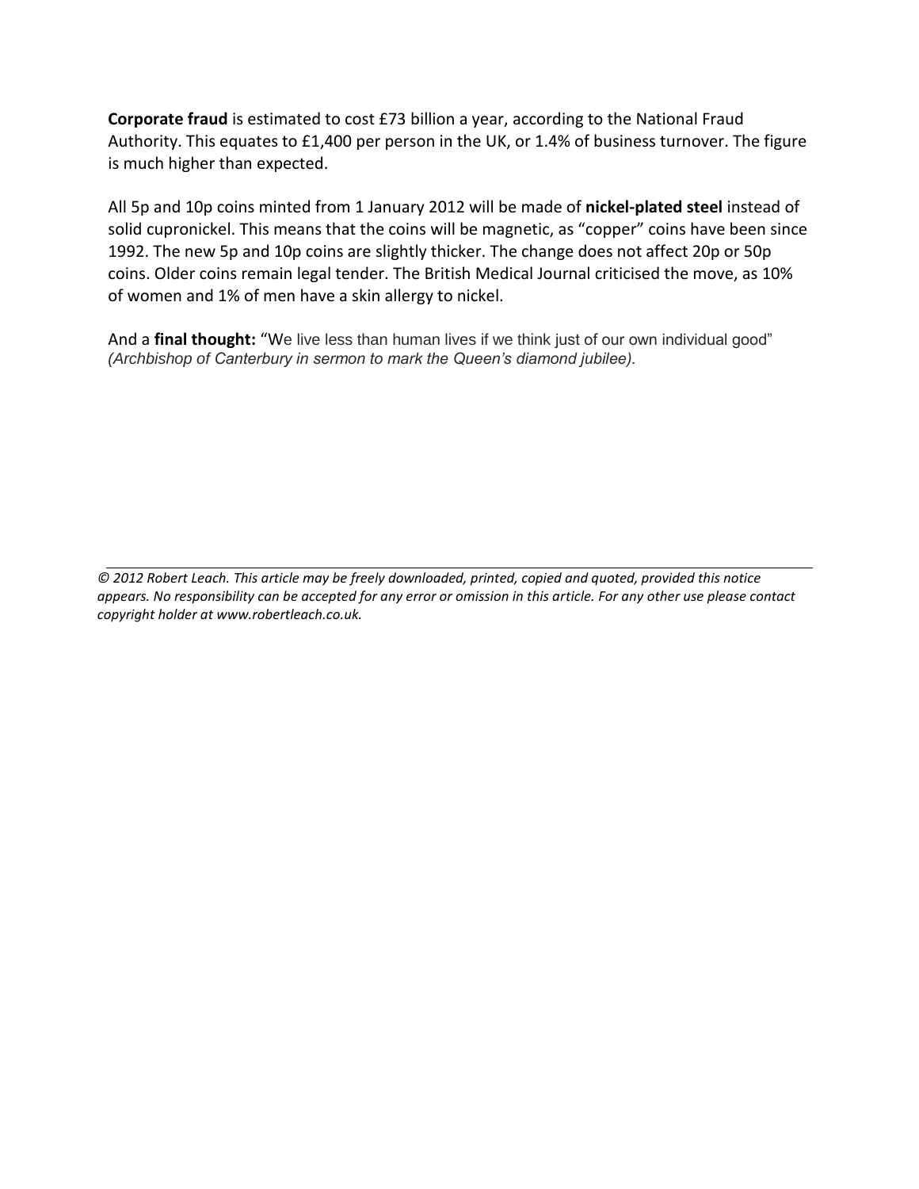**Corporate fraud** is estimated to cost £73 billion a year, according to the National Fraud Authority. This equates to £1,400 per person in the UK, or 1.4% of business turnover. The figure is much higher than expected.

All 5p and 10p coins minted from 1 January 2012 will be made of **nickel-plated steel** instead of solid cupronickel. This means that the coins will be magnetic, as "copper" coins have been since 1992. The new 5p and 10p coins are slightly thicker. The change does not affect 20p or 50p coins. Older coins remain legal tender. The British Medical Journal criticised the move, as 10% of women and 1% of men have a skin allergy to nickel.

And a **final thought:** "We live less than human lives if we think just of our own individual good" *(Archbishop of Canterbury in sermon to mark the Queen's diamond jubilee).*

---

*© 2012 Robert Leach. This article may be freely downloaded, printed, copied and quoted, provided this notice appears. No responsibility can be accepted for any error or omission in this article. For any other use please contact copyright holder at www.robertleach.co.uk.*